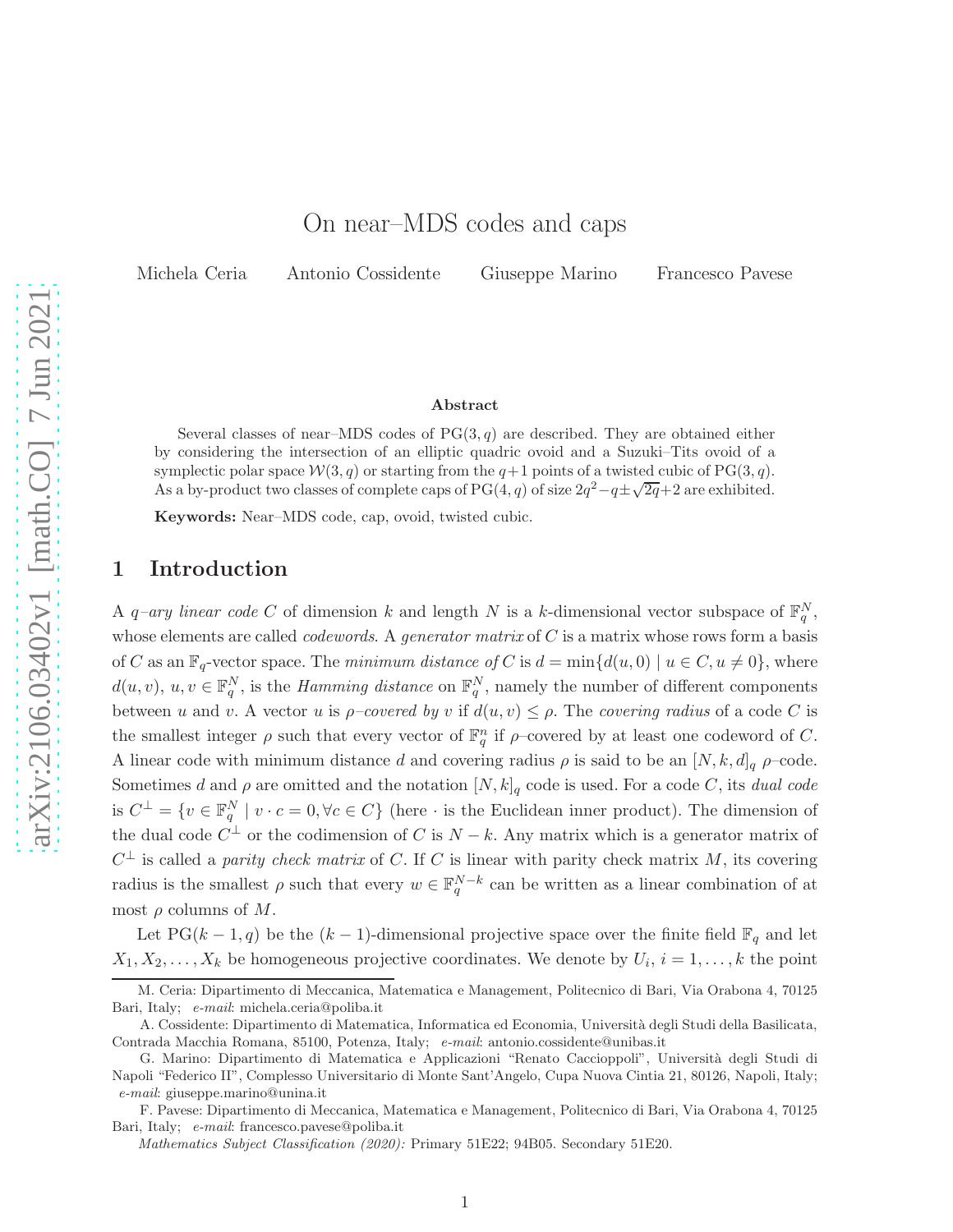# On near–MDS codes and caps

Michela Ceria Antonio Cossidente Giuseppe Marino Francesco Pavese

### Abstract

Several classes of near–MDS codes of $\mathrm{PG}(3,q)$ are described. They are obtained either by considering the intersection of an elliptic quadric ovoid and a Suzuki–Tits ovoid of a symplectic polar space $\mathcal{W}(3,q)$ or starting from the $q+1$ points of a twisted cubic of $\mathrm{PG}(3,q)$. As a by-product two classes of complete caps of $\mathrm{PG}(4,q)$ of size $2q^2-q\pm\sqrt{2q}+2$ are exhibited.

**Keywords:** Near–MDS code, cap, ovoid, twisted cubic.

## 1 Introduction

A *$q$–ary linear code* $C$ of dimension $k$ and length $N$ is a $k$-dimensional vector subspace of $\mathbb{F}_q^N$, whose elements are called *codewords*. A *generator matrix* of $C$ is a matrix whose rows form a basis of $C$ as an $\mathbb{F}_q$-vector space. The *minimum distance of* $C$ is $d = \min\{d(u,0) \mid u \in C, u \neq 0\}$, where $d(u,v)$, $u,v \in \mathbb{F}_q^N$, is the *Hamming distance* on $\mathbb{F}_q^N$, namely the number of different components between $u$ and $v$. A vector $u$ is *$\rho$–covered by* $v$ if $d(u,v) \leq \rho$. The *covering radius* of a code $C$ is the smallest integer $\rho$ such that every vector of $\mathbb{F}_q^n$ if $\rho$–covered by at least one codeword of $C$. A linear code with minimum distance $d$ and covering radius $\rho$ is said to be an $[N,k,d]_q$ $\rho$–code. Sometimes $d$ and $\rho$ are omitted and the notation $[N,k]_q$ code is used. For a code $C$, its *dual code* is $C^\perp = \{v \in \mathbb{F}_q^N \mid v \cdot c = 0, \forall c \in C\}$ (here $\cdot$ is the Euclidean inner product). The dimension of the dual code $C^\perp$ or the codimension of $C$ is $N-k$. Any matrix which is a generator matrix of $C^\perp$ is called a *parity check matrix* of $C$. If $C$ is linear with parity check matrix $M$, its covering radius is the smallest $\rho$ such that every $w \in \mathbb{F}_q^{N-k}$ can be written as a linear combination of at most $\rho$ columns of $M$.

Let $\mathrm{PG}(k-1,q)$ be the $(k-1)$-dimensional projective space over the finite field $\mathbb{F}_q$ and let $X_1, X_2, \dots, X_k$ be homogeneous projective coordinates. We denote by $U_i$, $i = 1,\dots,k$ the point

M. Ceria: Dipartimento di Meccanica, Matematica e Management, Politecnico di Bari, Via Orabona 4, 70125 Bari, Italy; *e-mail*: michela.ceria@poliba.it

A. Cossidente: Dipartimento di Matematica, Informatica ed Economia, Università degli Studi della Basilicata, Contrada Macchia Romana, 85100, Potenza, Italy; *e-mail*: antonio.cossidente@unibas.it

G. Marino: Dipartimento di Matematica e Applicazioni "Renato Caccioppoli", Università degli Studi di Napoli "Federico II", Complesso Universitario di Monte Sant'Angelo, Cupa Nuova Cintia 21, 80126, Napoli, Italy; *e-mail*: giuseppe.marino@unina.it

F. Pavese: Dipartimento di Meccanica, Matematica e Management, Politecnico di Bari, Via Orabona 4, 70125 Bari, Italy; *e-mail*: francesco.pavese@poliba.it

*Mathematics Subject Classification (2020):* Primary 51E22; 94B05. Secondary 51E20.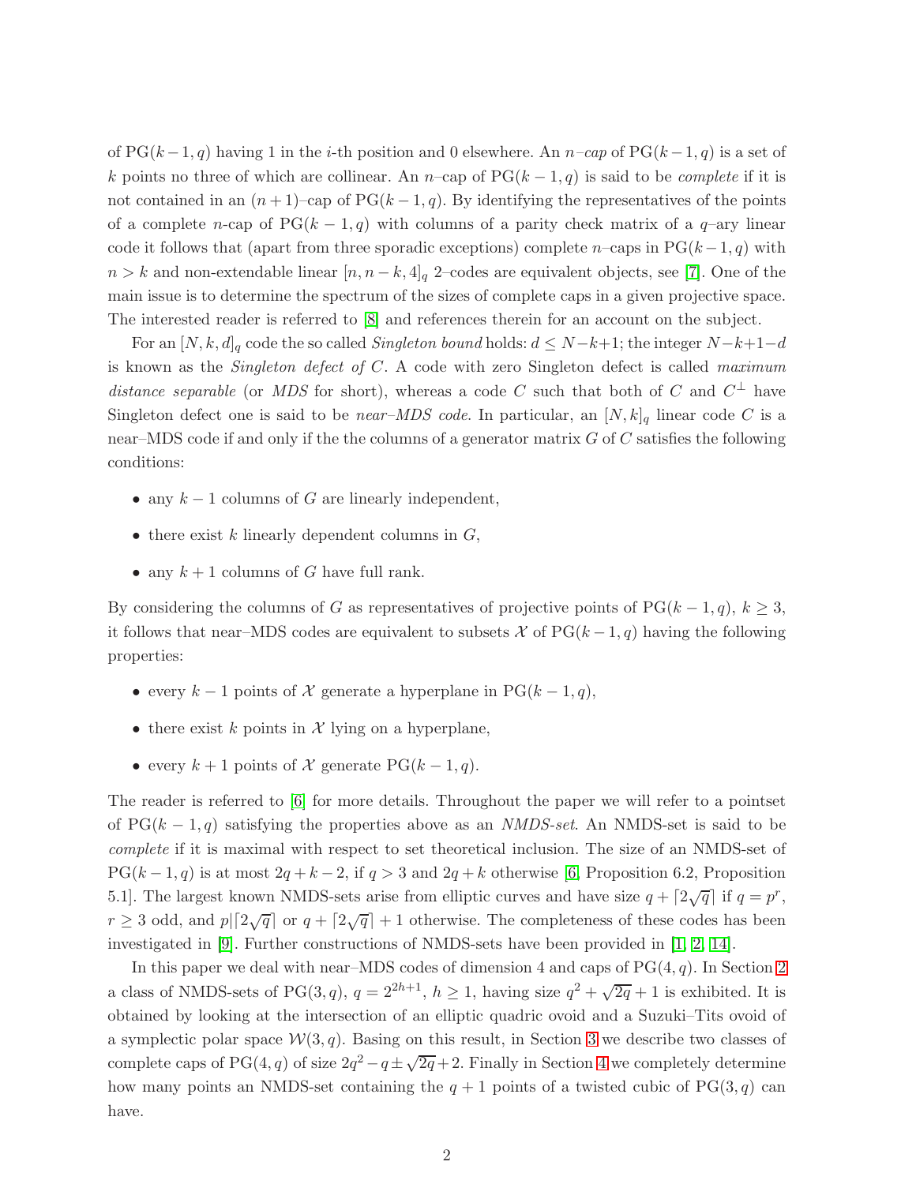of $\mathrm{PG}(k-1,q)$ having 1 in the $i$-th position and 0 elsewhere. An *$n$–cap* of $\mathrm{PG}(k-1,q)$ is a set of $k$ points no three of which are collinear. An $n$–cap of $\mathrm{PG}(k-1,q)$ is said to be *complete* if it is not contained in an $(n+1)$–cap of $\mathrm{PG}(k-1,q)$. By identifying the representatives of the points of a complete $n$-cap of $\mathrm{PG}(k-1,q)$ with columns of a parity check matrix of a $q$–ary linear code it follows that (apart from three sporadic exceptions) complete $n$–caps in $\mathrm{PG}(k-1,q)$ with $n > k$ and non-extendable linear $[n, n-k, 4]_q$ 2–codes are equivalent objects, see [7]. One of the main issue is to determine the spectrum of the sizes of complete caps in a given projective space. The interested reader is referred to [8] and references therein for an account on the subject.

For an $[N,k,d]_q$ code the so called *Singleton bound* holds: $d \le N-k+1$; the integer $N-k+1-d$ is known as the *Singleton defect of* $C$. A code with zero Singleton defect is called *maximum distance separable* (or *MDS* for short), whereas a code $C$ such that both of $C$ and $C^\perp$ have Singleton defect one is said to be *near–MDS code*. In particular, an $[N,k]_q$ linear code $C$ is a near–MDS code if and only if the the columns of a generator matrix $G$ of $C$ satisfies the following conditions:

- any $k-1$ columns of $G$ are linearly independent,
- there exist $k$ linearly dependent columns in $G$,
- any $k+1$ columns of $G$ have full rank.

By considering the columns of $G$ as representatives of projective points of $\mathrm{PG}(k-1,q)$, $k \ge 3$, it follows that near–MDS codes are equivalent to subsets $\mathcal{X}$ of $\mathrm{PG}(k-1,q)$ having the following properties:

- every $k-1$ points of $\mathcal{X}$ generate a hyperplane in $\mathrm{PG}(k-1,q)$,
- there exist $k$ points in $\mathcal{X}$ lying on a hyperplane,
- every $k+1$ points of $\mathcal{X}$ generate $\mathrm{PG}(k-1,q)$.

The reader is referred to [6] for more details. Throughout the paper we will refer to a pointset of $\mathrm{PG}(k-1,q)$ satisfying the properties above as an *NMDS-set*. An NMDS-set is said to be *complete* if it is maximal with respect to set theoretical inclusion. The size of an NMDS-set of $\mathrm{PG}(k-1,q)$ is at most $2q+k-2$, if $q>3$ and $2q+k$ otherwise [6, Proposition 6.2, Proposition 5.1]. The largest known NMDS-sets arise from elliptic curves and have size $q+\lceil 2\sqrt{q}\rceil$ if $q=p^r$, $r \ge 3$ odd, and $p \mid \lceil 2\sqrt{q}\rceil$ or $q+\lceil 2\sqrt{q}\rceil+1$ otherwise. The completeness of these codes has been investigated in [9]. Further constructions of NMDS-sets have been provided in [1, 2, 14].

In this paper we deal with near–MDS codes of dimension 4 and caps of $\mathrm{PG}(4,q)$. In Section 2 a class of NMDS-sets of $\mathrm{PG}(3,q)$, $q=2^{2h+1}$, $h \ge 1$, having size $q^2+\sqrt{2q}+1$ is exhibited. It is obtained by looking at the intersection of an elliptic quadric ovoid and a Suzuki–Tits ovoid of a symplectic polar space $\mathcal{W}(3,q)$. Basing on this result, in Section 3 we describe two classes of complete caps of $\mathrm{PG}(4,q)$ of size $2q^2-q\pm\sqrt{2q}+2$. Finally in Section 4 we completely determine how many points an NMDS-set containing the $q+1$ points of a twisted cubic of $\mathrm{PG}(3,q)$ can have.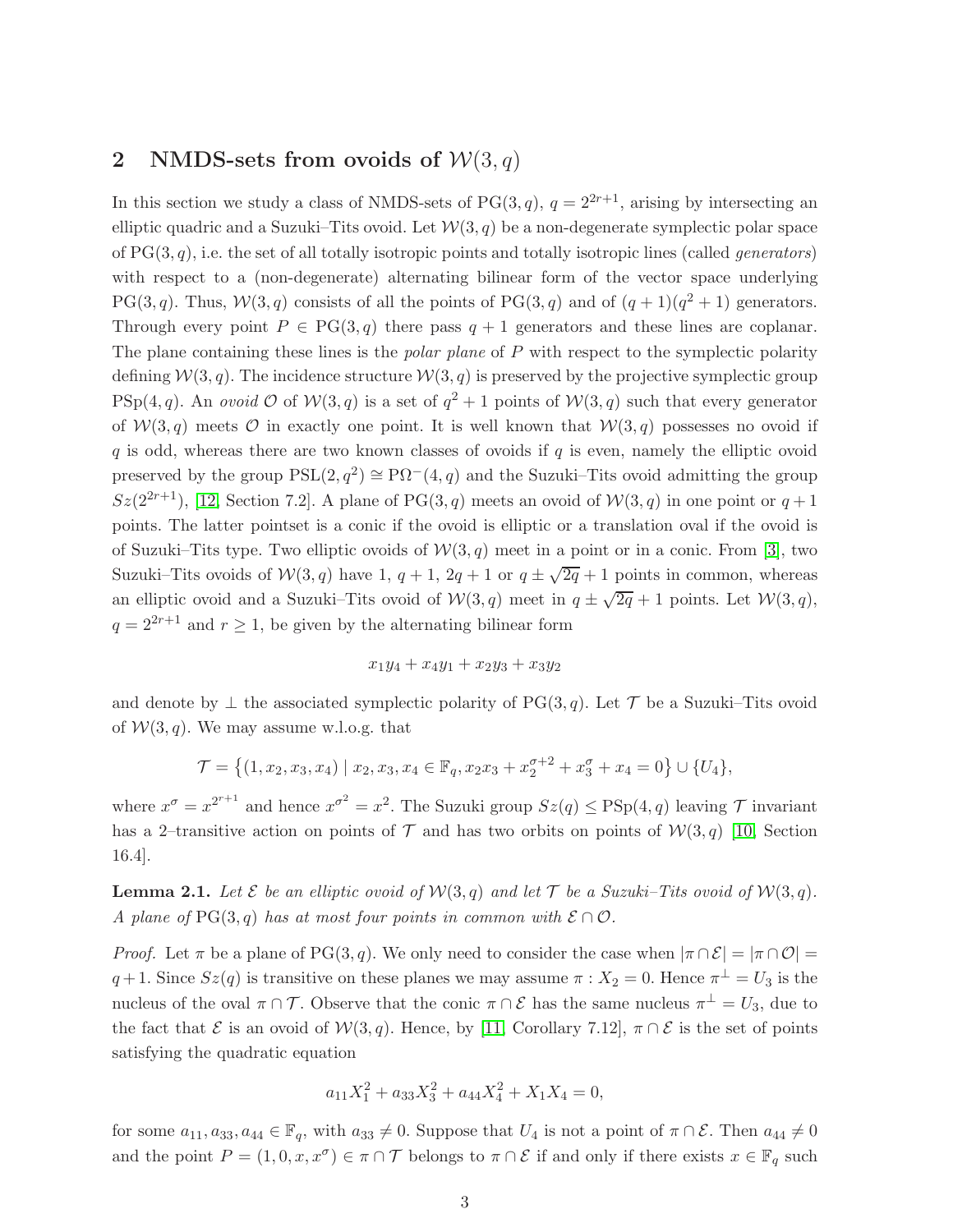## 2 NMDS-sets from ovoids of $\mathcal{W}(3, q)$

In this section we study a class of NMDS-sets of $\mathrm{PG}(3, q)$, $q = 2^{2r+1}$, arising by intersecting an elliptic quadric and a Suzuki–Tits ovoid. Let $\mathcal{W}(3, q)$ be a non-degenerate symplectic polar space of $\mathrm{PG}(3, q)$, i.e. the set of all totally isotropic points and totally isotropic lines (called *generators*) with respect to a (non-degenerate) alternating bilinear form of the vector space underlying $\mathrm{PG}(3, q)$. Thus, $\mathcal{W}(3, q)$ consists of all the points of $\mathrm{PG}(3, q)$ and of $(q + 1)(q^2 + 1)$ generators. Through every point $P \in \mathrm{PG}(3, q)$ there pass $q + 1$ generators and these lines are coplanar. The plane containing these lines is the *polar plane* of $P$ with respect to the symplectic polarity defining $\mathcal{W}(3, q)$. The incidence structure $\mathcal{W}(3, q)$ is preserved by the projective symplectic group $\mathrm{PSp}(4, q)$. An *ovoid* $\mathcal{O}$ of $\mathcal{W}(3, q)$ is a set of $q^2 + 1$ points of $\mathcal{W}(3, q)$ such that every generator of $\mathcal{W}(3, q)$ meets $\mathcal{O}$ in exactly one point. It is well known that $\mathcal{W}(3, q)$ possesses no ovoid if $q$ is odd, whereas there are two known classes of ovoids if $q$ is even, namely the elliptic ovoid preserved by the group $\mathrm{PSL}(2, q^2) \cong \mathrm{P}\Omega^-(4, q)$ and the Suzuki–Tits ovoid admitting the group $Sz(2^{2r+1})$, [12, Section 7.2]. A plane of $\mathrm{PG}(3, q)$ meets an ovoid of $\mathcal{W}(3, q)$ in one point or $q + 1$ points. The latter pointset is a conic if the ovoid is elliptic or a translation oval if the ovoid is of Suzuki–Tits type. Two elliptic ovoids of $\mathcal{W}(3, q)$ meet in a point or in a conic. From [3], two Suzuki–Tits ovoids of $\mathcal{W}(3, q)$ have $1$, $q + 1$, $2q + 1$ or $q \pm \sqrt{2q} + 1$ points in common, whereas an elliptic ovoid and a Suzuki–Tits ovoid of $\mathcal{W}(3, q)$ meet in $q \pm \sqrt{2q} + 1$ points. Let $\mathcal{W}(3, q)$, $q = 2^{2r+1}$ and $r \geq 1$, be given by the alternating bilinear form

$$x_1y_4 + x_4y_1 + x_2y_3 + x_3y_2$$

and denote by $\perp$ the associated symplectic polarity of $\mathrm{PG}(3, q)$. Let $\mathcal{T}$ be a Suzuki–Tits ovoid of $\mathcal{W}(3, q)$. We may assume w.l.o.g. that

$$\mathcal{T} = \left\{(1, x_2, x_3, x_4) \mid x_2, x_3, x_4 \in \mathbb{F}_q, x_2x_3 + x_2^{\sigma+2} + x_3^{\sigma} + x_4 = 0\right\} \cup \{U_4\},$$

where $x^\sigma = x^{2^{r+1}}$ and hence $x^{\sigma^2} = x^2$. The Suzuki group $Sz(q) \leq \mathrm{PSp}(4, q)$ leaving $\mathcal{T}$ invariant has a 2–transitive action on points of $\mathcal{T}$ and has two orbits on points of $\mathcal{W}(3, q)$ [10, Section 16.4].

**Lemma 2.1.** *Let $\mathcal{E}$ be an elliptic ovoid of $\mathcal{W}(3, q)$ and let $\mathcal{T}$ be a Suzuki–Tits ovoid of $\mathcal{W}(3, q)$. A plane of $\mathrm{PG}(3, q)$ has at most four points in common with $\mathcal{E} \cap \mathcal{O}$.*

*Proof.* Let $\pi$ be a plane of $\mathrm{PG}(3, q)$. We only need to consider the case when $|\pi \cap \mathcal{E}| = |\pi \cap \mathcal{O}| = q+1$. Since $Sz(q)$ is transitive on these planes we may assume $\pi : X_2 = 0$. Hence $\pi^\perp = U_3$ is the nucleus of the oval $\pi \cap \mathcal{T}$. Observe that the conic $\pi \cap \mathcal{E}$ has the same nucleus $\pi^\perp = U_3$, due to the fact that $\mathcal{E}$ is an ovoid of $\mathcal{W}(3, q)$. Hence, by [11, Corollary 7.12], $\pi \cap \mathcal{E}$ is the set of points satisfying the quadratic equation

$$a_{11}X_1^2 + a_{33}X_3^2 + a_{44}X_4^2 + X_1X_4 = 0,$$

for some $a_{11}, a_{33}, a_{44} \in \mathbb{F}_q$, with $a_{33} \neq 0$. Suppose that $U_4$ is not a point of $\pi \cap \mathcal{E}$. Then $a_{44} \neq 0$ and the point $P = (1, 0, x, x^\sigma) \in \pi \cap \mathcal{T}$ belongs to $\pi \cap \mathcal{E}$ if and only if there exists $x \in \mathbb{F}_q$ such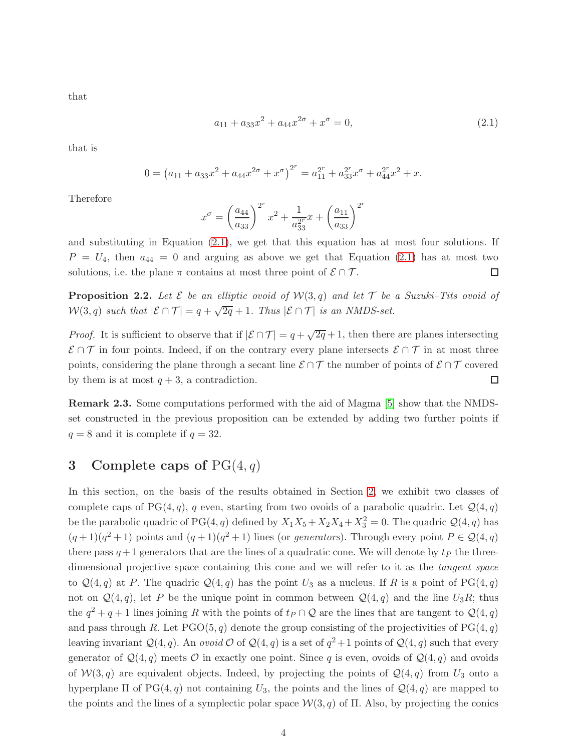that

$$a_{11} + a_{33}x^2 + a_{44}x^{2\sigma} + x^\sigma = 0, \tag{2.1}$$

that is

$$0 = \left(a_{11} + a_{33}x^2 + a_{44}x^{2\sigma} + x^\sigma\right)^{2^r} = a_{11}^{2^r} + a_{33}^{2^r}x^\sigma + a_{44}^{2^r}x^2 + x.$$

Therefore

$$x^\sigma = \left(\frac{a_{44}}{a_{33}}\right)^{2^r} x^2 + \frac{1}{a_{33}^{2^r}}x + \left(\frac{a_{11}}{a_{33}}\right)^{2^r}$$

and substituting in Equation (2.1), we get that this equation has at most four solutions. If $P = U_4$, then $a_{44} = 0$ and arguing as above we get that Equation (2.1) has at most two solutions, i.e. the plane $\pi$ contains at most three point of $\mathcal{E} \cap \mathcal{T}$. □

**Proposition 2.2.** *Let $\mathcal{E}$ be an elliptic ovoid of $\mathcal{W}(3, q)$ and let $\mathcal{T}$ be a Suzuki–Tits ovoid of $\mathcal{W}(3, q)$ such that $|\mathcal{E} \cap \mathcal{T}| = q + \sqrt{2q} + 1$. Thus $|\mathcal{E} \cap \mathcal{T}|$ is an NMDS-set.*

*Proof.* It is sufficient to observe that if $|\mathcal{E} \cap \mathcal{T}| = q + \sqrt{2q} + 1$, then there are planes intersecting $\mathcal{E} \cap \mathcal{T}$ in four points. Indeed, if on the contrary every plane intersects $\mathcal{E} \cap \mathcal{T}$ in at most three points, considering the plane through a secant line $\mathcal{E} \cap \mathcal{T}$ the number of points of $\mathcal{E} \cap \mathcal{T}$ covered by them is at most $q + 3$, a contradiction. □

**Remark 2.3.** Some computations performed with the aid of Magma [5] show that the NMDS-set constructed in the previous proposition can be extended by adding two further points if $q = 8$ and it is complete if $q = 32$.

## 3 Complete caps of $\mathrm{PG}(4, q)$

In this section, on the basis of the results obtained in Section 2, we exhibit two classes of complete caps of $\mathrm{PG}(4, q)$, $q$ even, starting from two ovoids of a parabolic quadric. Let $\mathcal{Q}(4, q)$ be the parabolic quadric of $\mathrm{PG}(4, q)$ defined by $X_1X_5 + X_2X_4 + X_3^2 = 0$. The quadric $\mathcal{Q}(4, q)$ has $(q + 1)(q^2 + 1)$ points and $(q + 1)(q^2 + 1)$ lines (or *generators*). Through every point $P \in \mathcal{Q}(4, q)$ there pass $q + 1$ generators that are the lines of a quadratic cone. We will denote by $t_P$ the three-dimensional projective space containing this cone and we will refer to it as the *tangent space* to $\mathcal{Q}(4, q)$ at $P$. The quadric $\mathcal{Q}(4, q)$ has the point $U_3$ as a nucleus. If $R$ is a point of $\mathrm{PG}(4, q)$ not on $\mathcal{Q}(4, q)$, let $P$ be the unique point in common between $\mathcal{Q}(4, q)$ and the line $U_3R$; thus the $q^2 + q + 1$ lines joining $R$ with the points of $t_P \cap \mathcal{Q}$ are the lines that are tangent to $\mathcal{Q}(4, q)$ and pass through $R$. Let $\mathrm{PGO}(5, q)$ denote the group consisting of the projectivities of $\mathrm{PG}(4, q)$ leaving invariant $\mathcal{Q}(4, q)$. An *ovoid* $\mathcal{O}$ of $\mathcal{Q}(4, q)$ is a set of $q^2 + 1$ points of $\mathcal{Q}(4, q)$ such that every generator of $\mathcal{Q}(4, q)$ meets $\mathcal{O}$ in exactly one point. Since $q$ is even, ovoids of $\mathcal{Q}(4, q)$ and ovoids of $\mathcal{W}(3, q)$ are equivalent objects. Indeed, by projecting the points of $\mathcal{Q}(4, q)$ from $U_3$ onto a hyperplane $\Pi$ of $\mathrm{PG}(4, q)$ not containing $U_3$, the points and the lines of $\mathcal{Q}(4, q)$ are mapped to the points and the lines of a symplectic polar space $\mathcal{W}(3, q)$ of $\Pi$. Also, by projecting the conics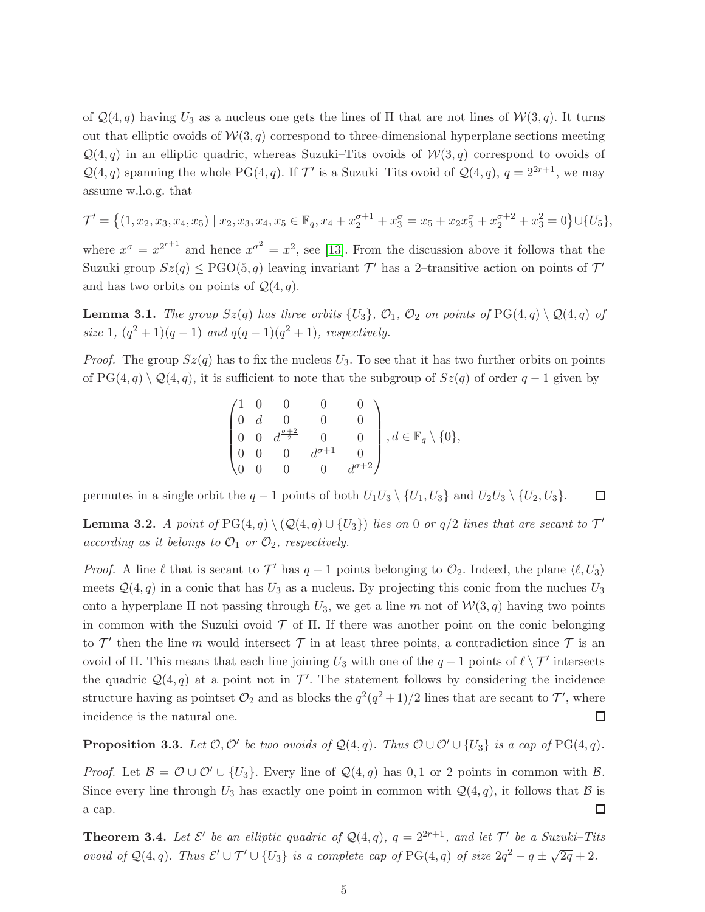of $\mathcal{Q}(4,q)$ having $U_3$ as a nucleus one gets the lines of $\Pi$ that are not lines of $\mathcal{W}(3,q)$. It turns out that elliptic ovoids of $\mathcal{W}(3,q)$ correspond to three-dimensional hyperplane sections meeting $\mathcal{Q}(4,q)$ in an elliptic quadric, whereas Suzuki–Tits ovoids of $\mathcal{W}(3,q)$ correspond to ovoids of $\mathcal{Q}(4,q)$ spanning the whole $\mathrm{PG}(4,q)$. If $\mathcal{T}'$ is a Suzuki–Tits ovoid of $\mathcal{Q}(4,q)$, $q = 2^{2r+1}$, we may assume w.l.o.g. that

$$\mathcal{T}' = \left\{(1, x_2, x_3, x_4, x_5) \mid x_2, x_3, x_4, x_5 \in \mathbb{F}_q, x_4 + x_2^{\sigma+1} + x_3^{\sigma} = x_5 + x_2 x_3^{\sigma} + x_2^{\sigma+2} + x_3^2 = 0\right\} \cup \{U_5\},$$

where $x^{\sigma} = x^{2^{r+1}}$ and hence $x^{\sigma^2} = x^2$, see [13]. From the discussion above it follows that the Suzuki group $Sz(q) \leq \mathrm{PGO}(5,q)$ leaving invariant $\mathcal{T}'$ has a 2–transitive action on points of $\mathcal{T}'$ and has two orbits on points of $\mathcal{Q}(4,q)$.

**Lemma 3.1.** *The group $Sz(q)$ has three orbits $\{U_3\}$, $\mathcal{O}_1$, $\mathcal{O}_2$ on points of $\mathrm{PG}(4,q) \setminus \mathcal{Q}(4,q)$ of size 1, $(q^2+1)(q-1)$ and $q(q-1)(q^2+1)$, respectively.*

*Proof.* The group $Sz(q)$ has to fix the nucleus $U_3$. To see that it has two further orbits on points of $\mathrm{PG}(4,q) \setminus \mathcal{Q}(4,q)$, it is sufficient to note that the subgroup of $Sz(q)$ of order $q-1$ given by

$$\begin{pmatrix} 1 & 0 & 0 & 0 & 0 \\ 0 & d & 0 & 0 & 0 \\ 0 & 0 & d^{\frac{\sigma+2}{2}} & 0 & 0 \\ 0 & 0 & 0 & d^{\sigma+1} & 0 \\ 0 & 0 & 0 & 0 & d^{\sigma+2} \end{pmatrix}, d \in \mathbb{F}_q \setminus \{0\},$$

permutes in a single orbit the $q-1$ points of both $U_1U_3 \setminus \{U_1, U_3\}$ and $U_2U_3 \setminus \{U_2, U_3\}$. $\square$

**Lemma 3.2.** *A point of $\mathrm{PG}(4,q) \setminus (\mathcal{Q}(4,q) \cup \{U_3\})$ lies on 0 or $q/2$ lines that are secant to $\mathcal{T}'$ according as it belongs to $\mathcal{O}_1$ or $\mathcal{O}_2$, respectively.*

*Proof.* A line $\ell$ that is secant to $\mathcal{T}'$ has $q-1$ points belonging to $\mathcal{O}_2$. Indeed, the plane $\langle \ell, U_3 \rangle$ meets $\mathcal{Q}(4,q)$ in a conic that has $U_3$ as a nucleus. By projecting this conic from the nuclues $U_3$ onto a hyperplane $\Pi$ not passing through $U_3$, we get a line $m$ not of $\mathcal{W}(3,q)$ having two points in common with the Suzuki ovoid $\mathcal{T}$ of $\Pi$. If there was another point on the conic belonging to $\mathcal{T}'$ then the line $m$ would intersect $\mathcal{T}$ in at least three points, a contradiction since $\mathcal{T}$ is an ovoid of $\Pi$. This means that each line joining $U_3$ with one of the $q-1$ points of $\ell \setminus \mathcal{T}'$ intersects the quadric $\mathcal{Q}(4,q)$ at a point not in $\mathcal{T}'$. The statement follows by considering the incidence structure having as pointset $\mathcal{O}_2$ and as blocks the $q^2(q^2+1)/2$ lines that are secant to $\mathcal{T}'$, where incidence is the natural one. $\square$

**Proposition 3.3.** *Let $\mathcal{O}, \mathcal{O}'$ be two ovoids of $\mathcal{Q}(4,q)$. Thus $\mathcal{O} \cup \mathcal{O}' \cup \{U_3\}$ is a cap of $\mathrm{PG}(4,q)$.*

*Proof.* Let $\mathcal{B} = \mathcal{O} \cup \mathcal{O}' \cup \{U_3\}$. Every line of $\mathcal{Q}(4,q)$ has $0, 1$ or $2$ points in common with $\mathcal{B}$. Since every line through $U_3$ has exactly one point in common with $\mathcal{Q}(4,q)$, it follows that $\mathcal{B}$ is a cap. $\square$

**Theorem 3.4.** *Let $\mathcal{E}'$ be an elliptic quadric of $\mathcal{Q}(4,q)$, $q = 2^{2r+1}$, and let $\mathcal{T}'$ be a Suzuki–Tits ovoid of $\mathcal{Q}(4,q)$. Thus $\mathcal{E}' \cup \mathcal{T}' \cup \{U_3\}$ is a complete cap of $\mathrm{PG}(4,q)$ of size $2q^2 - q \pm \sqrt{2q} + 2$.*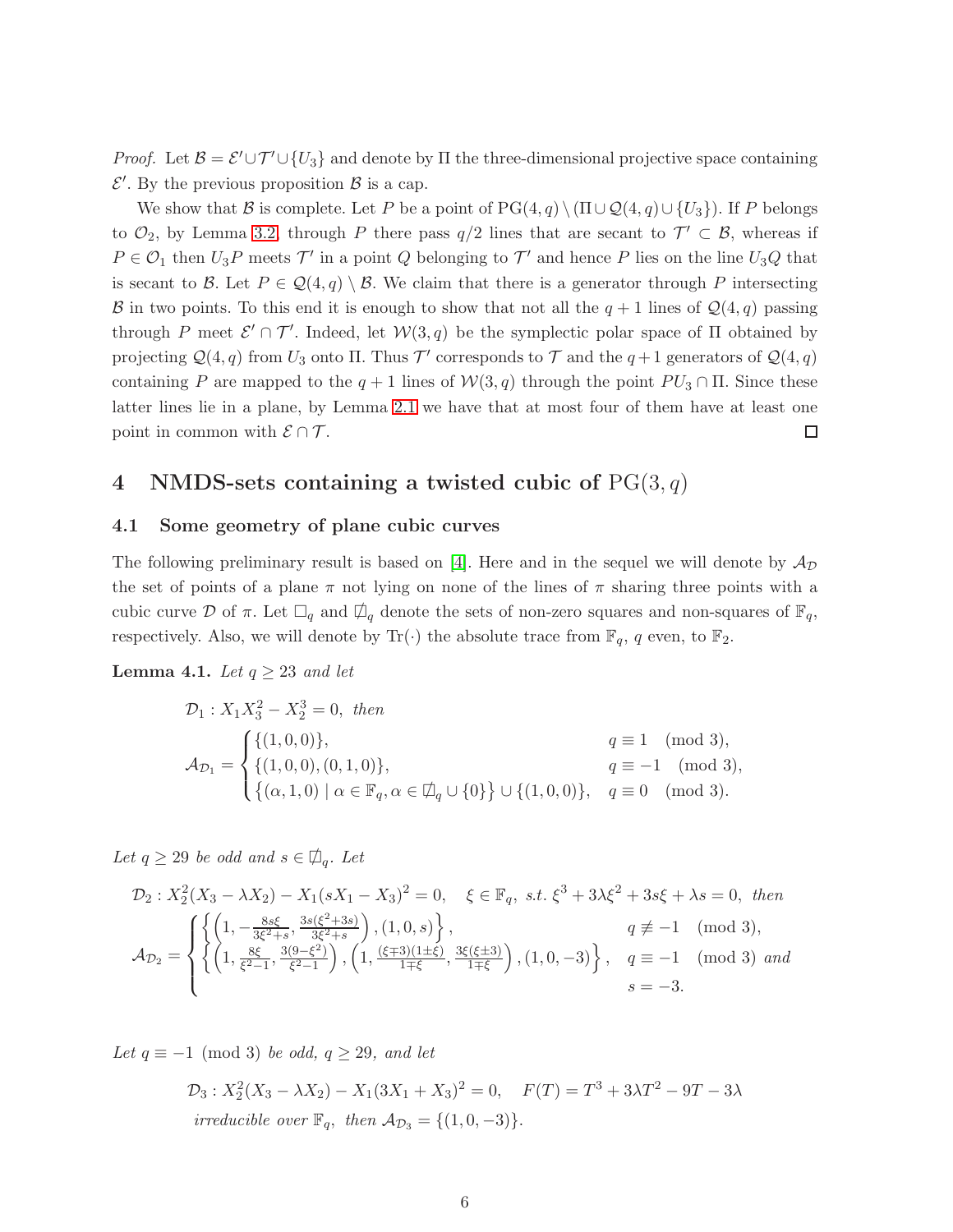*Proof.* Let $\mathcal{B} = \mathcal{E}' \cup \mathcal{T}' \cup \{U_3\}$ and denote by $\Pi$ the three-dimensional projective space containing $\mathcal{E}'$. By the previous proposition $\mathcal{B}$ is a cap.

We show that $\mathcal{B}$ is complete. Let $P$ be a point of $\mathrm{PG}(4,q) \setminus (\Pi \cup \mathcal{Q}(4,q) \cup \{U_3\})$. If $P$ belongs to $\mathcal{O}_2$, by Lemma 3.2, through $P$ there pass $q/2$ lines that are secant to $\mathcal{T}' \subset \mathcal{B}$, whereas if $P \in \mathcal{O}_1$ then $U_3P$ meets $\mathcal{T}'$ in a point $Q$ belonging to $\mathcal{T}'$ and hence $P$ lies on the line $U_3Q$ that is secant to $\mathcal{B}$. Let $P \in \mathcal{Q}(4,q) \setminus \mathcal{B}$. We claim that there is a generator through $P$ intersecting $\mathcal{B}$ in two points. To this end it is enough to show that not all the $q+1$ lines of $\mathcal{Q}(4,q)$ passing through $P$ meet $\mathcal{E}' \cap \mathcal{T}'$. Indeed, let $\mathcal{W}(3,q)$ be the symplectic polar space of $\Pi$ obtained by projecting $\mathcal{Q}(4,q)$ from $U_3$ onto $\Pi$. Thus $\mathcal{T}'$ corresponds to $\mathcal{T}$ and the $q+1$ generators of $\mathcal{Q}(4,q)$ containing $P$ are mapped to the $q+1$ lines of $\mathcal{W}(3,q)$ through the point $PU_3 \cap \Pi$. Since these latter lines lie in a plane, by Lemma 2.1 we have that at most four of them have at least one point in common with $\mathcal{E} \cap \mathcal{T}$. $\square$

## 4 NMDS-sets containing a twisted cubic of $\mathrm{PG}(3,q)$

### 4.1 Some geometry of plane cubic curves

The following preliminary result is based on [4]. Here and in the sequel we will denote by $\mathcal{A}_{\mathcal{D}}$ the set of points of a plane $\pi$ not lying on none of the lines of $\pi$ sharing three points with a cubic curve $\mathcal{D}$ of $\pi$. Let $\square_q$ and $\not\square_q$ denote the sets of non-zero squares and non-squares of $\mathbb{F}_q$, respectively. Also, we will denote by $\mathrm{Tr}(\cdot)$ the absolute trace from $\mathbb{F}_q$, $q$ even, to $\mathbb{F}_2$.

**Lemma 4.1.** *Let $q \geq 23$ and let*

$$\mathcal{D}_1 : X_1X_3^2 - X_2^3 = 0, \text{ then}$$

$$\mathcal{A}_{\mathcal{D}_1} = \begin{cases} \{(1,0,0)\}, & q \equiv 1 \pmod 3, \\ \{(1,0,0),(0,1,0)\}, & q \equiv -1 \pmod 3, \\ \{(\alpha,1,0) \mid \alpha \in \mathbb{F}_q, \alpha \in \not\square_q \cup \{0\}\} \cup \{(1,0,0)\}, & q \equiv 0 \pmod 3. \end{cases}$$

*Let $q \geq 29$ be odd and $s \in \not\square_q$. Let*

$$\mathcal{D}_2 : X_2^2(X_3 - \lambda X_2) - X_1(sX_1 - X_3)^2 = 0, \quad \xi \in \mathbb{F}_q, \text{ s.t. } \xi^3 + 3\lambda\xi^2 + 3s\xi + \lambda s = 0, \text{ then}$$

$$\mathcal{A}_{\mathcal{D}_2} = \begin{cases} \left\{ \left(1, -\frac{8s\xi}{3\xi^2+s}, \frac{3s(\xi^2+3s)}{3\xi^2+s}\right), (1,0,s) \right\}, & q \not\equiv -1 \pmod 3, \\ \left\{ \left(1, \frac{8\xi}{\xi^2-1}, \frac{3(9-\xi^2)}{\xi^2-1}\right), \left(1, \frac{(\xi\mp3)(1\pm\xi)}{1\mp\xi}, \frac{3\xi(\xi\pm3)}{1\mp\xi}\right), (1,0,-3) \right\}, & q \equiv -1 \pmod 3 \text{ and} \\ & s = -3. \end{cases}$$

*Let $q \equiv -1 \pmod 3$ be odd, $q \geq 29$, and let*

$$\mathcal{D}_3 : X_2^2(X_3 - \lambda X_2) - X_1(3X_1 + X_3)^2 = 0, \quad F(T) = T^3 + 3\lambda T^2 - 9T - 3\lambda$$
$$\text{irreducible over } \mathbb{F}_q, \text{ then } \mathcal{A}_{\mathcal{D}_3} = \{(1,0,-3)\}.$$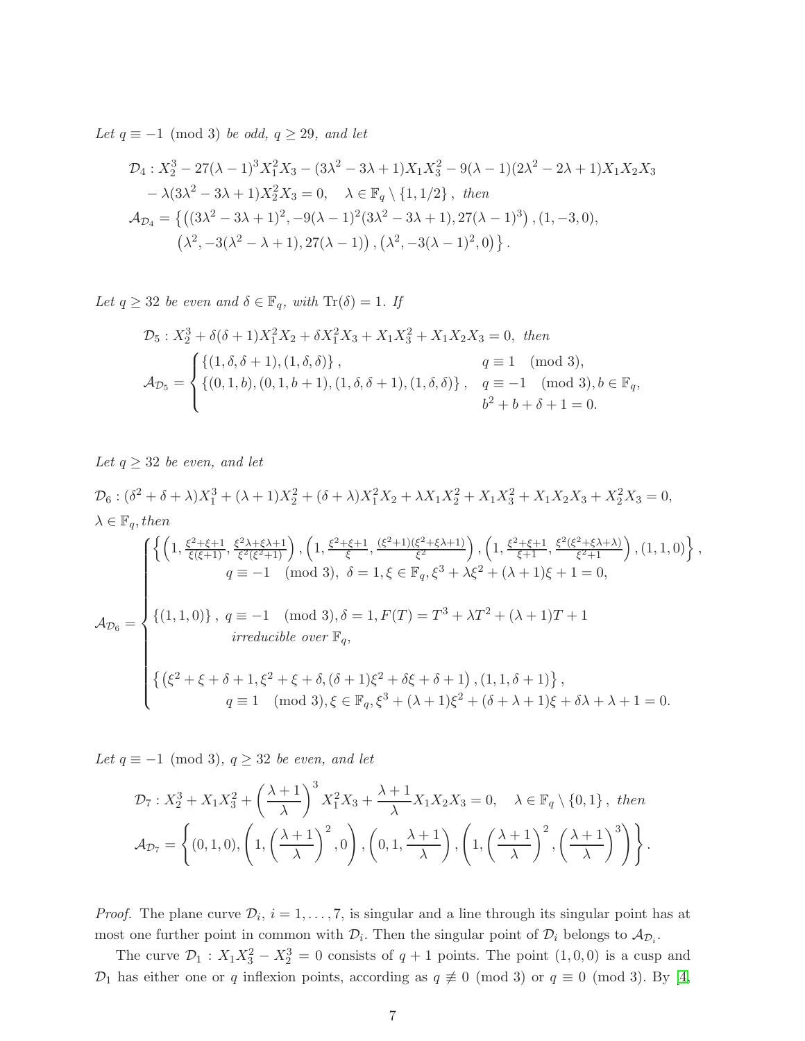*Let $q \equiv -1 \pmod 3$ be odd, $q \geq 29$, and let*

$$
\begin{aligned}
&\mathcal{D}_4 : X_2^3 - 27(\lambda-1)^3 X_1^2 X_3 - (3\lambda^2 - 3\lambda + 1) X_1 X_3^2 - 9(\lambda - 1)(2\lambda^2 - 2\lambda + 1) X_1 X_2 X_3 \\
&\quad - \lambda(3\lambda^2 - 3\lambda + 1) X_2^2 X_3 = 0, \quad \lambda \in \mathbb{F}_q \setminus \{1, 1/2\}, \text{ then} \\
&\mathcal{A}_{\mathcal{D}_4} = \left\{ \left( (3\lambda^2 - 3\lambda + 1)^2, -9(\lambda - 1)^2 (3\lambda^2 - 3\lambda + 1), 27(\lambda - 1)^3 \right), (1, -3, 0), \right. \\
&\quad \left. \left( \lambda^2, -3(\lambda^2 - \lambda + 1), 27(\lambda - 1) \right), \left( \lambda^2, -3(\lambda - 1)^2, 0 \right) \right\}.
\end{aligned}
$$

*Let $q \geq 32$ be even and $\delta \in \mathbb{F}_q$, with $\mathrm{Tr}(\delta) = 1$. If*

$$
\mathcal{D}_5 : X_2^3 + \delta(\delta+1) X_1^2 X_2 + \delta X_1^2 X_3 + X_1 X_3^2 + X_1 X_2 X_3 = 0, \text{ then}
$$

$$
\mathcal{A}_{\mathcal{D}_5} = \begin{cases} \{(1, \delta, \delta+1), (1, \delta, \delta)\}, & q \equiv 1 \pmod 3, \\ \{(0, 1, b), (0, 1, b+1), (1, \delta, \delta+1), (1, \delta, \delta)\}, & q \equiv -1 \pmod 3, b \in \mathbb{F}_q, \\ & b^2 + b + \delta + 1 = 0. \end{cases}
$$

*Let $q \geq 32$ be even, and let*

$$
\mathcal{D}_6 : (\delta^2 + \delta + \lambda) X_1^3 + (\lambda+1) X_2^2 + (\delta + \lambda) X_1^2 X_2 + \lambda X_1 X_2^2 + X_1 X_3^2 + X_1 X_2 X_3 + X_2^2 X_3 = 0,
$$

$\lambda \in \mathbb{F}_q$, *then*

$$
\mathcal{A}_{\mathcal{D}_6} = \begin{cases} \left\{ \left(1, \frac{\xi^2+\xi+1}{\xi(\xi+1)}, \frac{\xi^2\lambda+\xi\lambda+1}{\xi^2(\xi^2+1)}\right), \left(1, \frac{\xi^2+\xi+1}{\xi}, \frac{(\xi^2+1)(\xi^2+\xi\lambda+1)}{\xi^2}\right), \left(1, \frac{\xi^2+\xi+1}{\xi+1}, \frac{\xi^2(\xi^2+\xi\lambda+\lambda)}{\xi^2+1}\right), (1,1,0) \right\}, \\ \qquad q \equiv -1 \pmod 3, \ \delta = 1, \xi \in \mathbb{F}_q, \xi^3 + \lambda\xi^2 + (\lambda+1)\xi + 1 = 0, \\ \\ \{(1,1,0)\}, \ q \equiv -1 \pmod 3, \delta = 1, F(T) = T^3 + \lambda T^2 + (\lambda+1)T + 1 \\ \qquad \text{irreducible over } \mathbb{F}_q, \\ \\ \left\{ \left(\xi^2 + \xi + \delta + 1, \xi^2 + \xi + \delta, (\delta+1)\xi^2 + \delta\xi + \delta + 1\right), (1, 1, \delta+1) \right\}, \\ \qquad q \equiv 1 \pmod 3, \xi \in \mathbb{F}_q, \xi^3 + (\lambda+1)\xi^2 + (\delta + \lambda + 1)\xi + \delta\lambda + \lambda + 1 = 0. \end{cases}
$$

*Let $q \equiv -1 \pmod 3$, $q \geq 32$ be even, and let*

$$
\mathcal{D}_7 : X_2^3 + X_1 X_3^2 + \left(\frac{\lambda+1}{\lambda}\right)^3 X_1^2 X_3 + \frac{\lambda+1}{\lambda} X_1 X_2 X_3 = 0, \quad \lambda \in \mathbb{F}_q \setminus \{0, 1\}, \text{ then}
$$

$$
\mathcal{A}_{\mathcal{D}_7} = \left\{ (0,1,0), \left(1, \left(\frac{\lambda+1}{\lambda}\right)^2, 0\right), \left(0, 1, \frac{\lambda+1}{\lambda}\right), \left(1, \left(\frac{\lambda+1}{\lambda}\right)^2, \left(\frac{\lambda+1}{\lambda}\right)^3\right) \right\}.
$$

*Proof.* The plane curve $\mathcal{D}_i$, $i = 1, \ldots, 7$, is singular and a line through its singular point has at most one further point in common with $\mathcal{D}_i$. Then the singular point of $\mathcal{D}_i$ belongs to $\mathcal{A}_{\mathcal{D}_i}$.

The curve $\mathcal{D}_1 : X_1 X_3^2 - X_2^3 = 0$ consists of $q + 1$ points. The point $(1, 0, 0)$ is a cusp and $\mathcal{D}_1$ has either one or $q$ inflexion points, according as $q \not\equiv 0 \pmod 3$ or $q \equiv 0 \pmod 3$. By [4,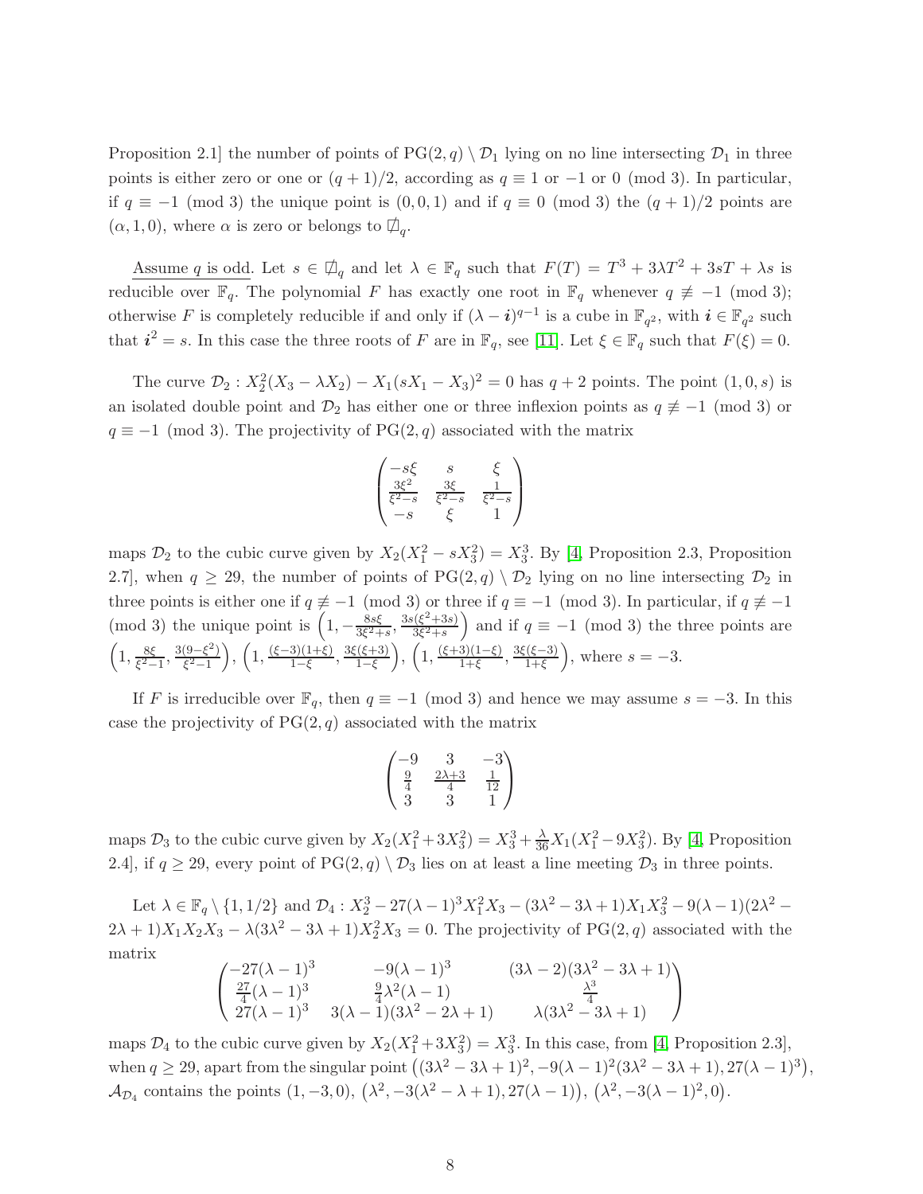Proposition 2.1] the number of points of $\mathrm{PG}(2,q) \setminus \mathcal{D}_1$ lying on no line intersecting $\mathcal{D}_1$ in three points is either zero or one or $(q+1)/2$, according as $q \equiv 1$ or $-1$ or $0 \pmod 3$. In particular, if $q \equiv -1 \pmod 3$ the unique point is $(0,0,1)$ and if $q \equiv 0 \pmod 3$ the $(q+1)/2$ points are $(\alpha, 1, 0)$, where $\alpha$ is zero or belongs to $\not\square_q$.

Assume $q$ is odd. Let $s \in \not\square_q$ and let $\lambda \in \mathbb{F}_q$ such that $F(T) = T^3 + 3\lambda T^2 + 3sT + \lambda s$ is reducible over $\mathbb{F}_q$. The polynomial $F$ has exactly one root in $\mathbb{F}_q$ whenever $q \not\equiv -1 \pmod 3$; otherwise $F$ is completely reducible if and only if $(\lambda - \boldsymbol{i})^{q-1}$ is a cube in $\mathbb{F}_{q^2}$, with $\boldsymbol{i} \in \mathbb{F}_{q^2}$ such that $\boldsymbol{i}^2 = s$. In this case the three roots of $F$ are in $\mathbb{F}_q$, see [11]. Let $\xi \in \mathbb{F}_q$ such that $F(\xi) = 0$.

The curve $\mathcal{D}_2 : X_2^2(X_3 - \lambda X_2) - X_1(sX_1 - X_3)^2 = 0$ has $q+2$ points. The point $(1,0,s)$ is an isolated double point and $\mathcal{D}_2$ has either one or three inflexion points as $q \not\equiv -1 \pmod 3$ or $q \equiv -1 \pmod 3$. The projectivity of $\mathrm{PG}(2,q)$ associated with the matrix

$$\begin{pmatrix} -s\xi & s & \xi \\ \frac{3\xi^2}{\xi^2 - s} & \frac{3\xi}{\xi^2 - s} & \frac{1}{\xi^2 - s} \\ -s & \xi & 1 \end{pmatrix}$$

maps $\mathcal{D}_2$ to the cubic curve given by $X_2(X_1^2 - sX_3^2) = X_3^3$. By [4, Proposition 2.3, Proposition 2.7], when $q \geq 29$, the number of points of $\mathrm{PG}(2,q) \setminus \mathcal{D}_2$ lying on no line intersecting $\mathcal{D}_2$ in three points is either one if $q \not\equiv -1 \pmod 3$ or three if $q \equiv -1 \pmod 3$. In particular, if $q \not\equiv -1 \pmod 3$ the unique point is $\left(1, -\frac{8s\xi}{3\xi^2 + s}, \frac{3s(\xi^2 + 3s)}{3\xi^2 + s}\right)$ and if $q \equiv -1 \pmod 3$ the three points are $\left(1, \frac{8\xi}{\xi^2 - 1}, \frac{3(9 - \xi^2)}{\xi^2 - 1}\right)$, $\left(1, \frac{(\xi - 3)(1 + \xi)}{1 - \xi}, \frac{3\xi(\xi + 3)}{1 - \xi}\right)$, $\left(1, \frac{(\xi + 3)(1 - \xi)}{1 + \xi}, \frac{3\xi(\xi - 3)}{1 + \xi}\right)$, where $s = -3$.

If $F$ is irreducible over $\mathbb{F}_q$, then $q \equiv -1 \pmod 3$ and hence we may assume $s = -3$. In this case the projectivity of $\mathrm{PG}(2,q)$ associated with the matrix

$$\begin{pmatrix} -9 & 3 & -3 \\ \frac{9}{4} & \frac{2\lambda + 3}{4} & \frac{1}{12} \\ 3 & 3 & 1 \end{pmatrix}$$

maps $\mathcal{D}_3$ to the cubic curve given by $X_2(X_1^2 + 3X_3^2) = X_3^3 + \frac{\lambda}{36} X_1(X_1^2 - 9X_3^2)$. By [4, Proposition 2.4], if $q \geq 29$, every point of $\mathrm{PG}(2,q) \setminus \mathcal{D}_3$ lies on at least a line meeting $\mathcal{D}_3$ in three points.

Let $\lambda \in \mathbb{F}_q \setminus \{1, 1/2\}$ and $\mathcal{D}_4 : X_2^3 - 27(\lambda - 1)^3 X_1^2 X_3 - (3\lambda^2 - 3\lambda + 1)X_1 X_3^2 - 9(\lambda - 1)(2\lambda^2 - 2\lambda + 1)X_1 X_2 X_3 - \lambda(3\lambda^2 - 3\lambda + 1)X_2^2 X_3 = 0$. The projectivity of $\mathrm{PG}(2,q)$ associated with the matrix

$$\begin{pmatrix} -27(\lambda - 1)^3 & -9(\lambda - 1)^3 & (3\lambda - 2)(3\lambda^2 - 3\lambda + 1) \\ \frac{27}{4}(\lambda - 1)^3 & \frac{9}{4}\lambda^2(\lambda - 1) & \frac{\lambda^3}{4} \\ 27(\lambda - 1)^3 & 3(\lambda - 1)(3\lambda^2 - 2\lambda + 1) & \lambda(3\lambda^2 - 3\lambda + 1) \end{pmatrix}$$

maps $\mathcal{D}_4$ to the cubic curve given by $X_2(X_1^2 + 3X_3^2) = X_3^3$. In this case, from [4, Proposition 2.3], when $q \geq 29$, apart from the singular point $\left((3\lambda^2 - 3\lambda + 1)^2, -9(\lambda - 1)^2(3\lambda^2 - 3\lambda + 1), 27(\lambda - 1)^3\right)$, $\mathcal{A}_{\mathcal{D}_4}$ contains the points $(1, -3, 0)$, $\left(\lambda^2, -3(\lambda^2 - \lambda + 1), 27(\lambda - 1)\right)$, $\left(\lambda^2, -3(\lambda - 1)^2, 0\right)$.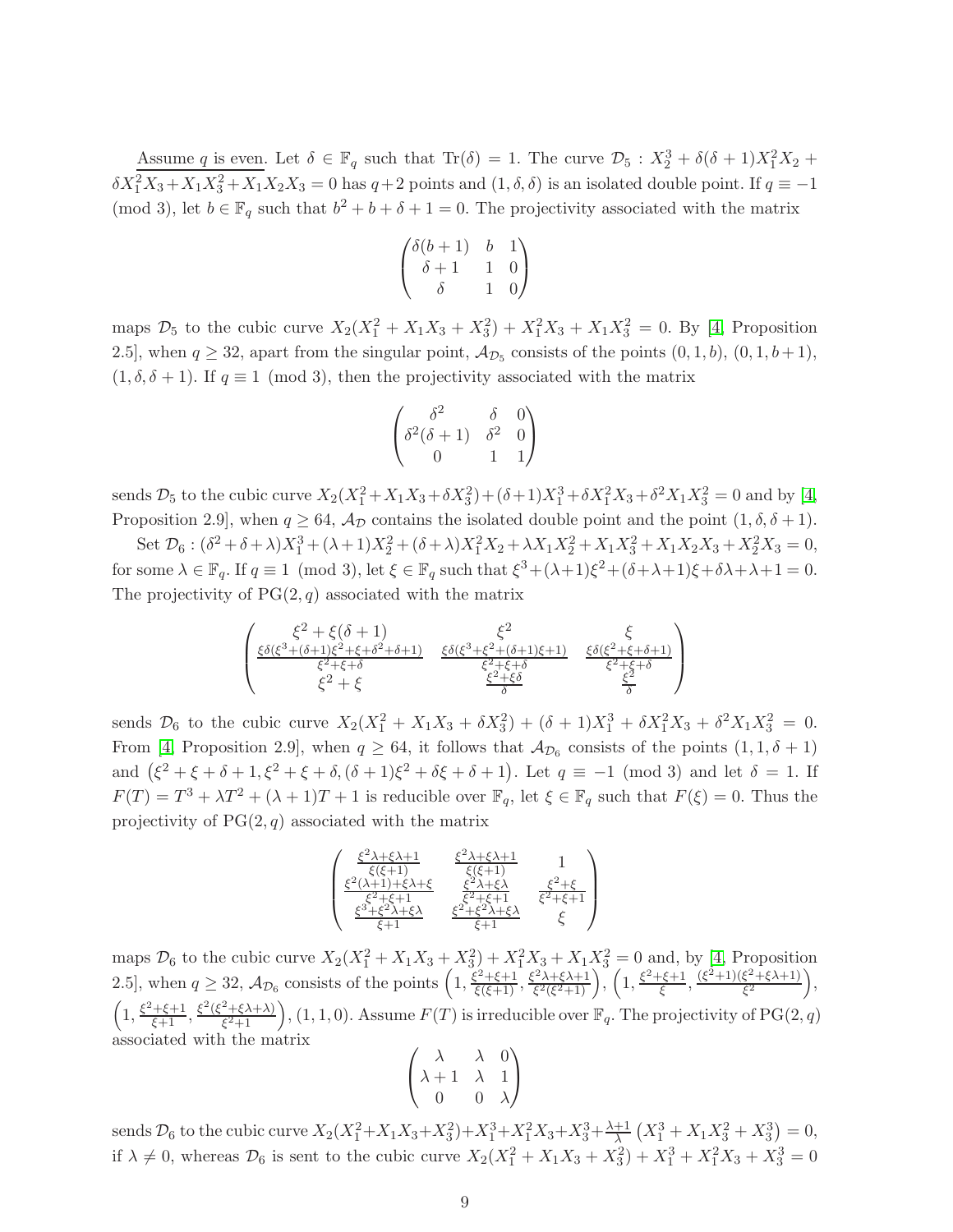Assume $q$ is even. Let $\delta \in \mathbb{F}_q$ such that $\mathrm{Tr}(\delta) = 1$. The curve $\mathcal{D}_5 : X_2^3 + \delta(\delta+1)X_1^2X_2 + \delta X_1^2X_3 + X_1X_3^2 + X_1X_2X_3 = 0$ has $q+2$ points and $(1, \delta, \delta)$ is an isolated double point. If $q \equiv -1 \pmod 3$, let $b \in \mathbb{F}_q$ such that $b^2 + b + \delta + 1 = 0$. The projectivity associated with the matrix

$$\begin{pmatrix} \delta(b+1) & b & 1 \\ \delta+1 & 1 & 0 \\ \delta & 1 & 0 \end{pmatrix}$$

maps $\mathcal{D}_5$ to the cubic curve $X_2(X_1^2 + X_1X_3 + X_3^2) + X_1^2X_3 + X_1X_3^2 = 0$. By [4, Proposition 2.5], when $q \geq 32$, apart from the singular point, $\mathcal{A}_{\mathcal{D}_5}$ consists of the points $(0, 1, b)$, $(0, 1, b+1)$, $(1, \delta, \delta+1)$. If $q \equiv 1 \pmod 3$, then the projectivity associated with the matrix

$$\begin{pmatrix} \delta^2 & \delta & 0 \\ \delta^2(\delta+1) & \delta^2 & 0 \\ 0 & 1 & 1 \end{pmatrix}$$

sends $\mathcal{D}_5$ to the cubic curve $X_2(X_1^2 + X_1X_3 + \delta X_3^2) + (\delta+1)X_1^3 + \delta X_1^2X_3 + \delta^2 X_1X_3^2 = 0$ and by [4, Proposition 2.9], when $q \geq 64$, $\mathcal{A}_{\mathcal{D}}$ contains the isolated double point and the point $(1, \delta, \delta+1)$.

Set $\mathcal{D}_6 : (\delta^2 + \delta + \lambda)X_1^3 + (\lambda+1)X_2^3 + (\delta+\lambda)X_1^2X_2 + \lambda X_1X_2^2 + X_1X_3^2 + X_1X_2X_3 + X_2^2X_3 = 0$, for some $\lambda \in \mathbb{F}_q$. If $q \equiv 1 \pmod 3$, let $\xi \in \mathbb{F}_q$ such that $\xi^3 + (\lambda+1)\xi^2 + (\delta+\lambda+1)\xi + \delta\lambda + \lambda + 1 = 0$. The projectivity of $\mathrm{PG}(2, q)$ associated with the matrix

$$\begin{pmatrix} \xi^2 + \xi(\delta+1) & \xi^2 & \xi \\ \frac{\xi\delta(\xi^3 + (\delta+1)\xi^2 + \xi + \delta^2 + \delta + 1)}{\xi^2 + \xi + \delta} & \frac{\xi\delta(\xi^3 + \xi^2 + (\delta+1)\xi + 1)}{\xi^2 + \xi + \delta} & \frac{\xi\delta(\xi^2 + \xi + \delta + 1)}{\xi^2 + \xi + \delta} \\ \xi^2 + \xi & \frac{\xi^2 + \xi\delta}{\delta} & \frac{\xi^2}{\delta} \end{pmatrix}$$

sends $\mathcal{D}_6$ to the cubic curve $X_2(X_1^2 + X_1X_3 + \delta X_3^2) + (\delta+1)X_1^3 + \delta X_1^2X_3 + \delta^2 X_1X_3^2 = 0$. From [4, Proposition 2.9], when $q \geq 64$, it follows that $\mathcal{A}_{\mathcal{D}_6}$ consists of the points $(1, 1, \delta+1)$ and $\left(\xi^2 + \xi + \delta + 1, \xi^2 + \xi + \delta, (\delta+1)\xi^2 + \delta\xi + \delta + 1\right)$. Let $q \equiv -1 \pmod 3$ and let $\delta = 1$. If $F(T) = T^3 + \lambda T^2 + (\lambda+1)T + 1$ is reducible over $\mathbb{F}_q$, let $\xi \in \mathbb{F}_q$ such that $F(\xi) = 0$. Thus the projectivity of $\mathrm{PG}(2, q)$ associated with the matrix

$$\begin{pmatrix} \frac{\xi^2\lambda + \xi\lambda + 1}{\xi(\xi+1)} & \frac{\xi^2\lambda + \xi\lambda + 1}{\xi(\xi+1)} & 1 \\ \frac{\xi^2(\lambda+1) + \xi\lambda + \xi}{\xi^2 + \xi + 1} & \frac{\xi^2\lambda + \xi\lambda}{\xi^2 + \xi + 1} & \frac{\xi^2 + \xi}{\xi^2 + \xi + 1} \\ \frac{\xi^3 + \xi^2\lambda + \xi\lambda}{\xi+1} & \frac{\xi^2 + \xi^2\lambda + \xi\lambda}{\xi+1} & \xi \end{pmatrix}$$

maps $\mathcal{D}_6$ to the cubic curve $X_2(X_1^2 + X_1X_3 + X_3^2) + X_1^2X_3 + X_1X_3^2 = 0$ and, by [4, Proposition 2.5], when $q \geq 32$, $\mathcal{A}_{\mathcal{D}_6}$ consists of the points $\left(1, \frac{\xi^2+\xi+1}{\xi(\xi+1)}, \frac{\xi^2\lambda + \xi\lambda + 1}{\xi^2(\xi^2+1)}\right)$, $\left(1, \frac{\xi^2+\xi+1}{\xi}, \frac{(\xi^2+1)(\xi^2+\xi\lambda+1)}{\xi^2}\right)$, $\left(1, \frac{\xi^2+\xi+1}{\xi+1}, \frac{\xi^2(\xi^2+\xi\lambda+\lambda)}{\xi^2+1}\right)$, $(1, 1, 0)$. Assume $F(T)$ is irreducible over $\mathbb{F}_q$. The projectivity of $\mathrm{PG}(2, q)$ associated with the matrix

$$\begin{pmatrix} \lambda & \lambda & 0 \\ \lambda+1 & \lambda & 1 \\ 0 & 0 & \lambda \end{pmatrix}$$

sends $\mathcal{D}_6$ to the cubic curve $X_2(X_1^2 + X_1X_3 + X_3^2) + X_1^3 + X_1^2X_3 + X_3^3 + \frac{\lambda+1}{\lambda}\left(X_1^3 + X_1X_3^2 + X_3^3\right) = 0$, if $\lambda \neq 0$, whereas $\mathcal{D}_6$ is sent to the cubic curve $X_2(X_1^2 + X_1X_3 + X_3^2) + X_1^3 + X_1^2X_3 + X_3^3 = 0$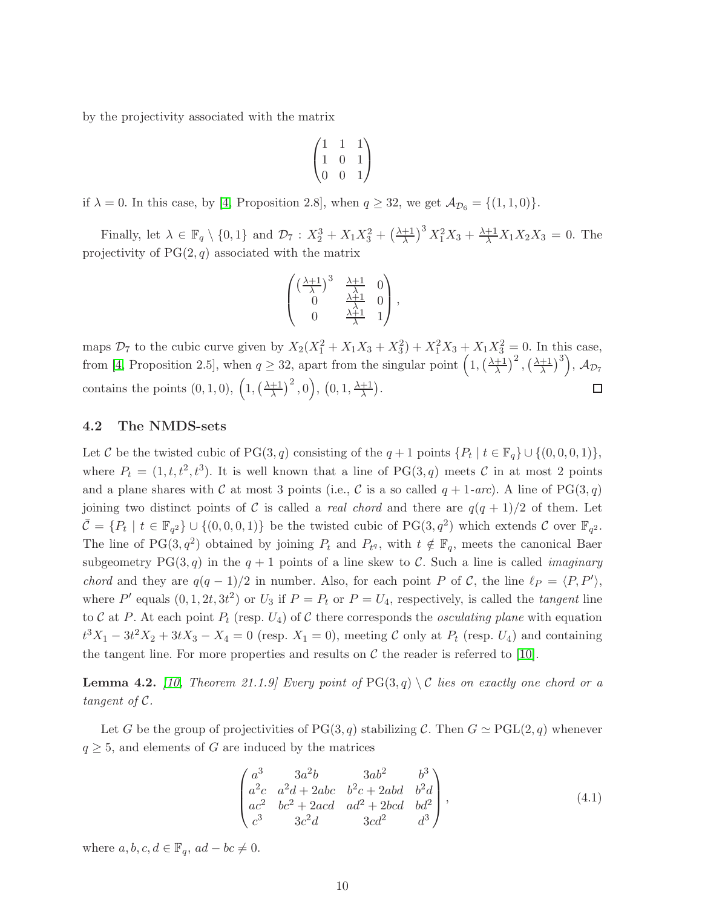by the projectivity associated with the matrix

$$\begin{pmatrix} 1 & 1 & 1 \\ 1 & 0 & 1 \\ 0 & 0 & 1 \end{pmatrix}$$

if $\lambda = 0$. In this case, by [4, Proposition 2.8], when $q \geq 32$, we get $\mathcal{A}_{\mathcal{D}_6} = \{(1,1,0)\}$.

Finally, let $\lambda \in \mathbb{F}_q \setminus \{0,1\}$ and $\mathcal{D}_7 : X_2^3 + X_1X_3^2 + \left(\frac{\lambda+1}{\lambda}\right)^3 X_1^2X_3 + \frac{\lambda+1}{\lambda} X_1X_2X_3 = 0$. The projectivity of $\mathrm{PG}(2,q)$ associated with the matrix

$$\begin{pmatrix} \left(\frac{\lambda+1}{\lambda}\right)^3 & \frac{\lambda+1}{\lambda} & 0 \\ 0 & \frac{\lambda+1}{\lambda} & 0 \\ 0 & \frac{\lambda+1}{\lambda} & 1 \end{pmatrix},$$

maps $\mathcal{D}_7$ to the cubic curve given by $X_2(X_1^2 + X_1X_3 + X_3^2) + X_1^2X_3 + X_1X_3^2 = 0$. In this case, from [4, Proposition 2.5], when $q \geq 32$, apart from the singular point $\left(1, \left(\frac{\lambda+1}{\lambda}\right)^2, \left(\frac{\lambda+1}{\lambda}\right)^3\right)$, $\mathcal{A}_{\mathcal{D}_7}$ contains the points $(0,1,0)$, $\left(1, \left(\frac{\lambda+1}{\lambda}\right)^2, 0\right)$, $\left(0, 1, \frac{\lambda+1}{\lambda}\right)$. $\square$

### 4.2 The NMDS-sets

Let $\mathcal{C}$ be the twisted cubic of $\mathrm{PG}(3,q)$ consisting of the $q+1$ points $\{P_t \mid t \in \mathbb{F}_q\} \cup \{(0,0,0,1)\}$, where $P_t = (1, t, t^2, t^3)$. It is well known that a line of $\mathrm{PG}(3,q)$ meets $\mathcal{C}$ in at most 2 points and a plane shares with $\mathcal{C}$ at most 3 points (i.e., $\mathcal{C}$ is a so called $q+1$-*arc*). A line of $\mathrm{PG}(3,q)$ joining two distinct points of $\mathcal{C}$ is called a *real chord* and there are $q(q+1)/2$ of them. Let $\bar{\mathcal{C}} = \{P_t \mid t \in \mathbb{F}_{q^2}\} \cup \{(0,0,0,1)\}$ be the twisted cubic of $\mathrm{PG}(3,q^2)$ which extends $\mathcal{C}$ over $\mathbb{F}_{q^2}$. The line of $\mathrm{PG}(3,q^2)$ obtained by joining $P_t$ and $P_{t^q}$, with $t \notin \mathbb{F}_q$, meets the canonical Baer subgeometry $\mathrm{PG}(3,q)$ in the $q+1$ points of a line skew to $\mathcal{C}$. Such a line is called *imaginary chord* and they are $q(q-1)/2$ in number. Also, for each point $P$ of $\mathcal{C}$, the line $\ell_P = \langle P, P' \rangle$, where $P'$ equals $(0,1,2t,3t^2)$ or $U_3$ if $P = P_t$ or $P = U_4$, respectively, is called the *tangent* line to $\mathcal{C}$ at $P$. At each point $P_t$ (resp. $U_4$) of $\mathcal{C}$ there corresponds the *osculating plane* with equation $t^3X_1 - 3t^2X_2 + 3tX_3 - X_4 = 0$ (resp. $X_1 = 0$), meeting $\mathcal{C}$ only at $P_t$ (resp. $U_4$) and containing the tangent line. For more properties and results on $\mathcal{C}$ the reader is referred to [10].

**Lemma 4.2.** *[10, Theorem 21.1.9] Every point of $\mathrm{PG}(3,q) \setminus \mathcal{C}$ lies on exactly one chord or a tangent of $\mathcal{C}$.*

Let $G$ be the group of projectivities of $\mathrm{PG}(3,q)$ stabilizing $\mathcal{C}$. Then $G \simeq \mathrm{PGL}(2,q)$ whenever $q \geq 5$, and elements of $G$ are induced by the matrices

$$\begin{pmatrix} a^3 & 3a^2b & 3ab^2 & b^3 \\ a^2c & a^2d + 2abc & b^2c + 2abd & b^2d \\ ac^2 & bc^2 + 2acd & ad^2 + 2bcd & bd^2 \\ c^3 & 3c^2d & 3cd^2 & d^3 \end{pmatrix}, \tag{4.1}$$

where $a, b, c, d \in \mathbb{F}_q$, $ad - bc \neq 0$.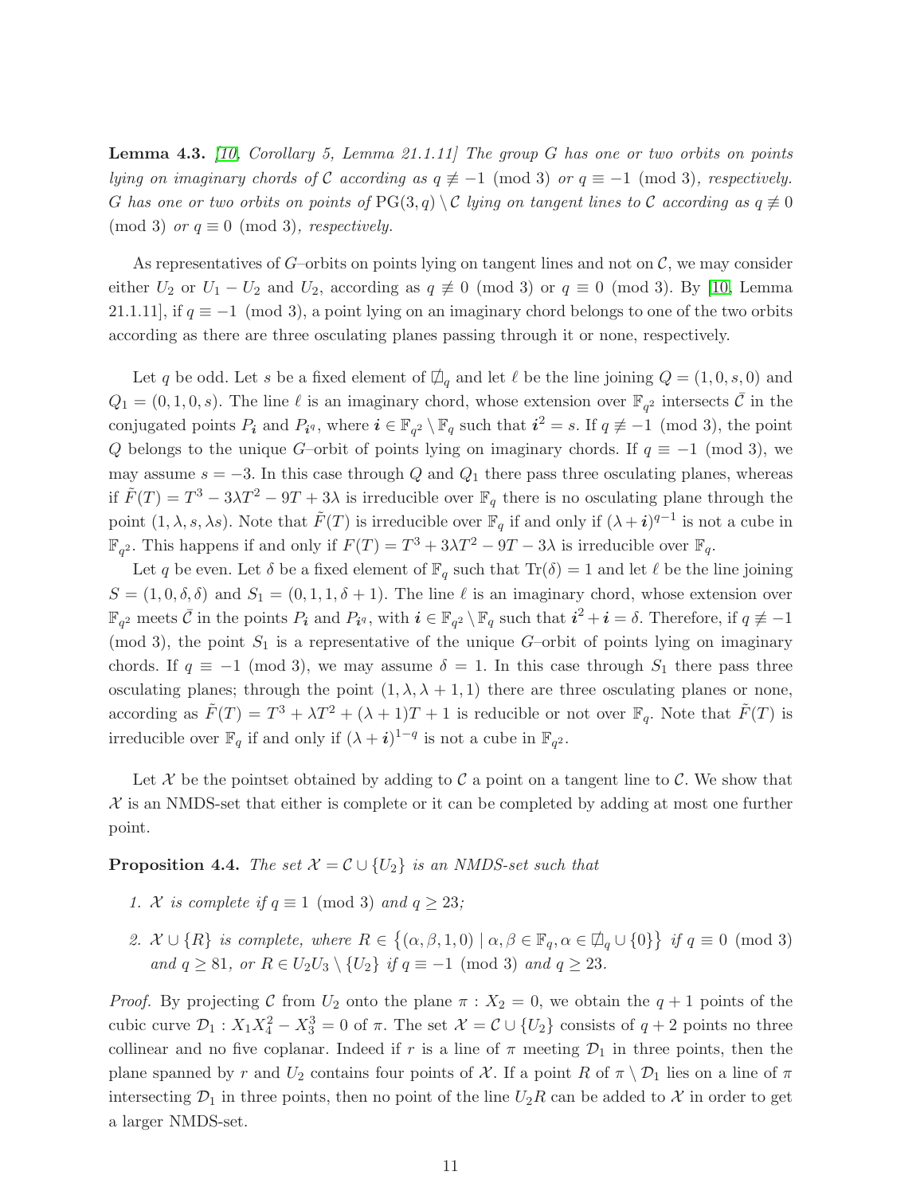**Lemma 4.3.** *[10, Corollary 5, Lemma 21.1.11] The group $G$ has one or two orbits on points lying on imaginary chords of $\mathcal{C}$ according as $q \not\equiv -1 \pmod 3$ or $q \equiv -1 \pmod 3$, respectively. $G$ has one or two orbits on points of $\mathrm{PG}(3,q) \setminus \mathcal{C}$ lying on tangent lines to $\mathcal{C}$ according as $q \not\equiv 0 \pmod 3$ or $q \equiv 0 \pmod 3$, respectively.*

As representatives of $G$–orbits on points lying on tangent lines and not on $\mathcal{C}$, we may consider either $U_2$ or $U_1 - U_2$ and $U_2$, according as $q \not\equiv 0 \pmod 3$ or $q \equiv 0 \pmod 3$. By [10, Lemma 21.1.11], if $q \equiv -1 \pmod 3$, a point lying on an imaginary chord belongs to one of the two orbits according as there are three osculating planes passing through it or none, respectively.

Let $q$ be odd. Let $s$ be a fixed element of $\not\square_q$ and let $\ell$ be the line joining $Q = (1,0,s,0)$ and $Q_1 = (0,1,0,s)$. The line $\ell$ is an imaginary chord, whose extension over $\mathbb{F}_{q^2}$ intersects $\bar{\mathcal{C}}$ in the conjugated points $P_{\boldsymbol{i}}$ and $P_{\boldsymbol{i}^q}$, where $\boldsymbol{i} \in \mathbb{F}_{q^2} \setminus \mathbb{F}_q$ such that $\boldsymbol{i}^2 = s$. If $q \not\equiv -1 \pmod 3$, the point $Q$ belongs to the unique $G$–orbit of points lying on imaginary chords. If $q \equiv -1 \pmod 3$, we may assume $s = -3$. In this case through $Q$ and $Q_1$ there pass three osculating planes, whereas if $\tilde{F}(T) = T^3 - 3\lambda T^2 - 9T + 3\lambda$ is irreducible over $\mathbb{F}_q$ there is no osculating plane through the point $(1, \lambda, s, \lambda s)$. Note that $\tilde{F}(T)$ is irreducible over $\mathbb{F}_q$ if and only if $(\lambda + \boldsymbol{i})^{q-1}$ is not a cube in $\mathbb{F}_{q^2}$. This happens if and only if $F(T) = T^3 + 3\lambda T^2 - 9T - 3\lambda$ is irreducible over $\mathbb{F}_q$.

Let $q$ be even. Let $\delta$ be a fixed element of $\mathbb{F}_q$ such that $\mathrm{Tr}(\delta) = 1$ and let $\ell$ be the line joining $S = (1,0,\delta,\delta)$ and $S_1 = (0,1,1,\delta+1)$. The line $\ell$ is an imaginary chord, whose extension over $\mathbb{F}_{q^2}$ meets $\bar{\mathcal{C}}$ in the points $P_{\boldsymbol{i}}$ and $P_{\boldsymbol{i}^q}$, with $\boldsymbol{i} \in \mathbb{F}_{q^2} \setminus \mathbb{F}_q$ such that $\boldsymbol{i}^2 + \boldsymbol{i} = \delta$. Therefore, if $q \not\equiv -1 \pmod 3$, the point $S_1$ is a representative of the unique $G$–orbit of points lying on imaginary chords. If $q \equiv -1 \pmod 3$, we may assume $\delta = 1$. In this case through $S_1$ there pass three osculating planes; through the point $(1, \lambda, \lambda+1, 1)$ there are three osculating planes or none, according as $\tilde{F}(T) = T^3 + \lambda T^2 + (\lambda+1)T + 1$ is reducible or not over $\mathbb{F}_q$. Note that $\tilde{F}(T)$ is irreducible over $\mathbb{F}_q$ if and only if $(\lambda + \boldsymbol{i})^{1-q}$ is not a cube in $\mathbb{F}_{q^2}$.

Let $\mathcal{X}$ be the pointset obtained by adding to $\mathcal{C}$ a point on a tangent line to $\mathcal{C}$. We show that $\mathcal{X}$ is an NMDS-set that either is complete or it can be completed by adding at most one further point.

**Proposition 4.4.** *The set $\mathcal{X} = \mathcal{C} \cup \{U_2\}$ is an NMDS-set such that*

1. *$\mathcal{X}$ is complete if $q \equiv 1 \pmod 3$ and $q \geq 23$;*
2. *$\mathcal{X} \cup \{R\}$ is complete, where $R \in \{(\alpha, \beta, 1, 0) \mid \alpha, \beta \in \mathbb{F}_q, \alpha \in \not\square_q \cup \{0\}\}$ if $q \equiv 0 \pmod 3$ and $q \geq 81$, or $R \in U_2U_3 \setminus \{U_2\}$ if $q \equiv -1 \pmod 3$ and $q \geq 23$.*

*Proof.* By projecting $\mathcal{C}$ from $U_2$ onto the plane $\pi : X_2 = 0$, we obtain the $q+1$ points of the cubic curve $\mathcal{D}_1 : X_1X_4^2 - X_3^3 = 0$ of $\pi$. The set $\mathcal{X} = \mathcal{C} \cup \{U_2\}$ consists of $q+2$ points no three collinear and no five coplanar. Indeed if $r$ is a line of $\pi$ meeting $\mathcal{D}_1$ in three points, then the plane spanned by $r$ and $U_2$ contains four points of $\mathcal{X}$. If a point $R$ of $\pi \setminus \mathcal{D}_1$ lies on a line of $\pi$ intersecting $\mathcal{D}_1$ in three points, then no point of the line $U_2R$ can be added to $\mathcal{X}$ in order to get a larger NMDS-set.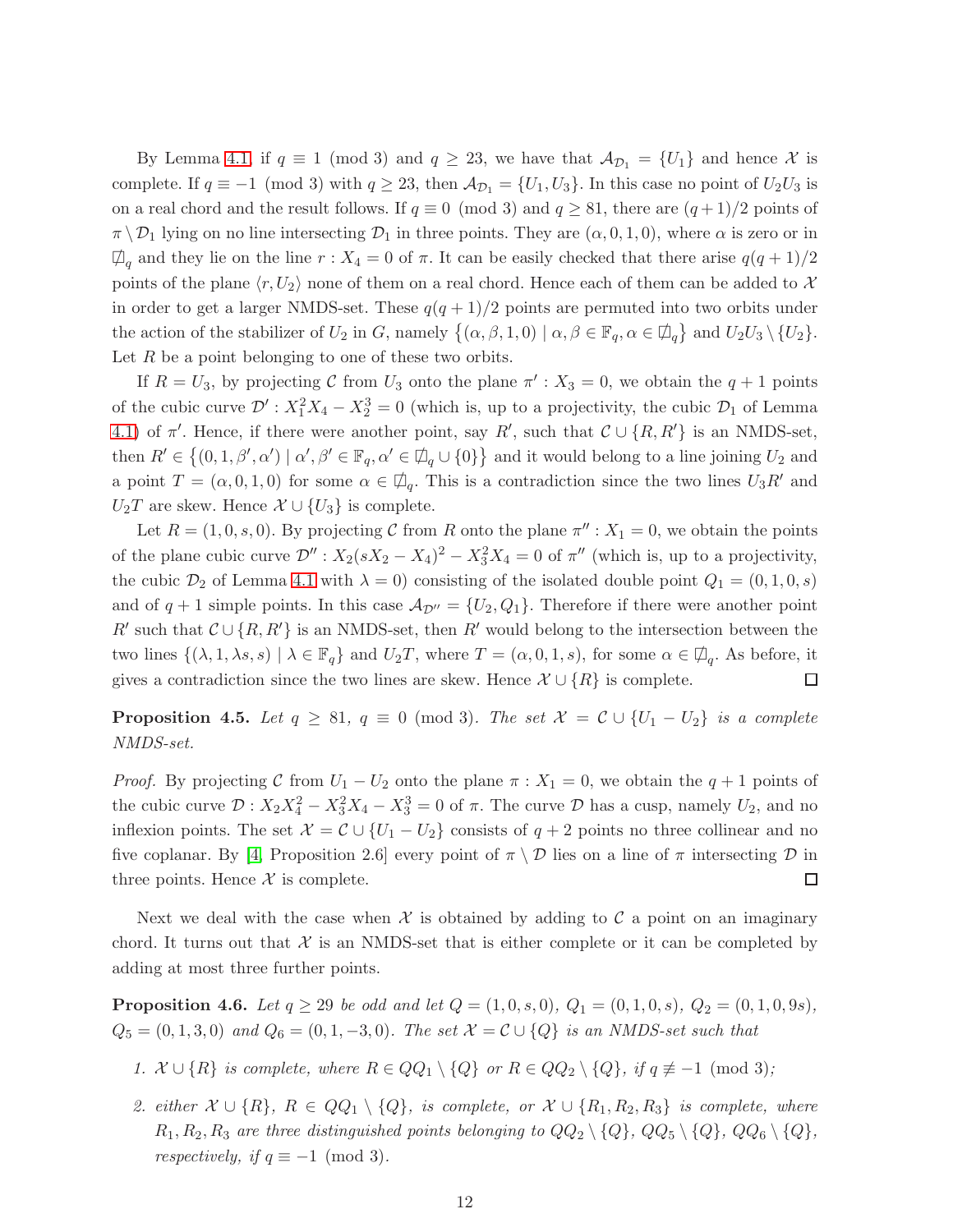By Lemma 4.1, if $q \equiv 1 \pmod 3$ and $q \geq 23$, we have that $\mathcal{A}_{\mathcal{D}_1} = \{U_1\}$ and hence $\mathcal{X}$ is complete. If $q \equiv -1 \pmod 3$ with $q \geq 23$, then $\mathcal{A}_{\mathcal{D}_1} = \{U_1, U_3\}$. In this case no point of $U_2U_3$ is on a real chord and the result follows. If $q \equiv 0 \pmod 3$ and $q \geq 81$, there are $(q+1)/2$ points of $\pi \setminus \mathcal{D}_1$ lying on no line intersecting $\mathcal{D}_1$ in three points. They are $(\alpha, 0, 1, 0)$, where $\alpha$ is zero or in $\not\Box_q$ and they lie on the line $r : X_4 = 0$ of $\pi$. It can be easily checked that there arise $q(q+1)/2$ points of the plane $\langle r, U_2 \rangle$ none of them on a real chord. Hence each of them can be added to $\mathcal{X}$ in order to get a larger NMDS-set. These $q(q+1)/2$ points are permuted into two orbits under the action of the stabilizer of $U_2$ in $G$, namely $\{(\alpha, \beta, 1, 0) \mid \alpha, \beta \in \mathbb{F}_q, \alpha \in \not\Box_q\}$ and $U_2U_3 \setminus \{U_2\}$. Let $R$ be a point belonging to one of these two orbits.

If $R = U_3$, by projecting $\mathcal{C}$ from $U_3$ onto the plane $\pi' : X_3 = 0$, we obtain the $q+1$ points of the cubic curve $\mathcal{D}' : X_1^2 X_4 - X_2^3 = 0$ (which is, up to a projectivity, the cubic $\mathcal{D}_1$ of Lemma 4.1) of $\pi'$. Hence, if there were another point, say $R'$, such that $\mathcal{C} \cup \{R, R'\}$ is an NMDS-set, then $R' \in \{(0, 1, \beta', \alpha') \mid \alpha', \beta' \in \mathbb{F}_q, \alpha' \in \not\Box_q \cup \{0\}\}$ and it would belong to a line joining $U_2$ and a point $T = (\alpha, 0, 1, 0)$ for some $\alpha \in \not\Box_q$. This is a contradiction since the two lines $U_3R'$ and $U_2T$ are skew. Hence $\mathcal{X} \cup \{U_3\}$ is complete.

Let $R = (1, 0, s, 0)$. By projecting $\mathcal{C}$ from $R$ onto the plane $\pi'' : X_1 = 0$, we obtain the points of the plane cubic curve $\mathcal{D}'' : X_2(sX_2 - X_4)^2 - X_3^2 X_4 = 0$ of $\pi''$ (which is, up to a projectivity, the cubic $\mathcal{D}_2$ of Lemma 4.1 with $\lambda = 0$) consisting of the isolated double point $Q_1 = (0, 1, 0, s)$ and of $q+1$ simple points. In this case $\mathcal{A}_{\mathcal{D}''} = \{U_2, Q_1\}$. Therefore if there were another point $R'$ such that $\mathcal{C} \cup \{R, R'\}$ is an NMDS-set, then $R'$ would belong to the intersection between the two lines $\{(\lambda, 1, \lambda s, s) \mid \lambda \in \mathbb{F}_q\}$ and $U_2T$, where $T = (\alpha, 0, 1, s)$, for some $\alpha \in \not\Box_q$. As before, it gives a contradiction since the two lines are skew. Hence $\mathcal{X} \cup \{R\}$ is complete. $\square$

**Proposition 4.5.** *Let $q \geq 81$, $q \equiv 0 \pmod 3$. The set $\mathcal{X} = \mathcal{C} \cup \{U_1 - U_2\}$ is a complete NMDS-set.*

*Proof.* By projecting $\mathcal{C}$ from $U_1 - U_2$ onto the plane $\pi : X_1 = 0$, we obtain the $q+1$ points of the cubic curve $\mathcal{D} : X_2 X_4^2 - X_3^2 X_4 - X_3^3 = 0$ of $\pi$. The curve $\mathcal{D}$ has a cusp, namely $U_2$, and no inflexion points. The set $\mathcal{X} = \mathcal{C} \cup \{U_1 - U_2\}$ consists of $q+2$ points no three collinear and no five coplanar. By [4, Proposition 2.6] every point of $\pi \setminus \mathcal{D}$ lies on a line of $\pi$ intersecting $\mathcal{D}$ in three points. Hence $\mathcal{X}$ is complete. $\square$

Next we deal with the case when $\mathcal{X}$ is obtained by adding to $\mathcal{C}$ a point on an imaginary chord. It turns out that $\mathcal{X}$ is an NMDS-set that is either complete or it can be completed by adding at most three further points.

**Proposition 4.6.** *Let $q \geq 29$ be odd and let $Q = (1, 0, s, 0)$, $Q_1 = (0, 1, 0, s)$, $Q_2 = (0, 1, 0, 9s)$, $Q_5 = (0, 1, 3, 0)$ and $Q_6 = (0, 1, -3, 0)$. The set $\mathcal{X} = \mathcal{C} \cup \{Q\}$ is an NMDS-set such that*

1. *$\mathcal{X} \cup \{R\}$ is complete, where $R \in QQ_1 \setminus \{Q\}$ or $R \in QQ_2 \setminus \{Q\}$, if $q \not\equiv -1 \pmod 3$;*
2. *either $\mathcal{X} \cup \{R\}$, $R \in QQ_1 \setminus \{Q\}$, is complete, or $\mathcal{X} \cup \{R_1, R_2, R_3\}$ is complete, where $R_1, R_2, R_3$ are three distinguished points belonging to $QQ_2 \setminus \{Q\}$, $QQ_5 \setminus \{Q\}$, $QQ_6 \setminus \{Q\}$, respectively, if $q \equiv -1 \pmod 3$.*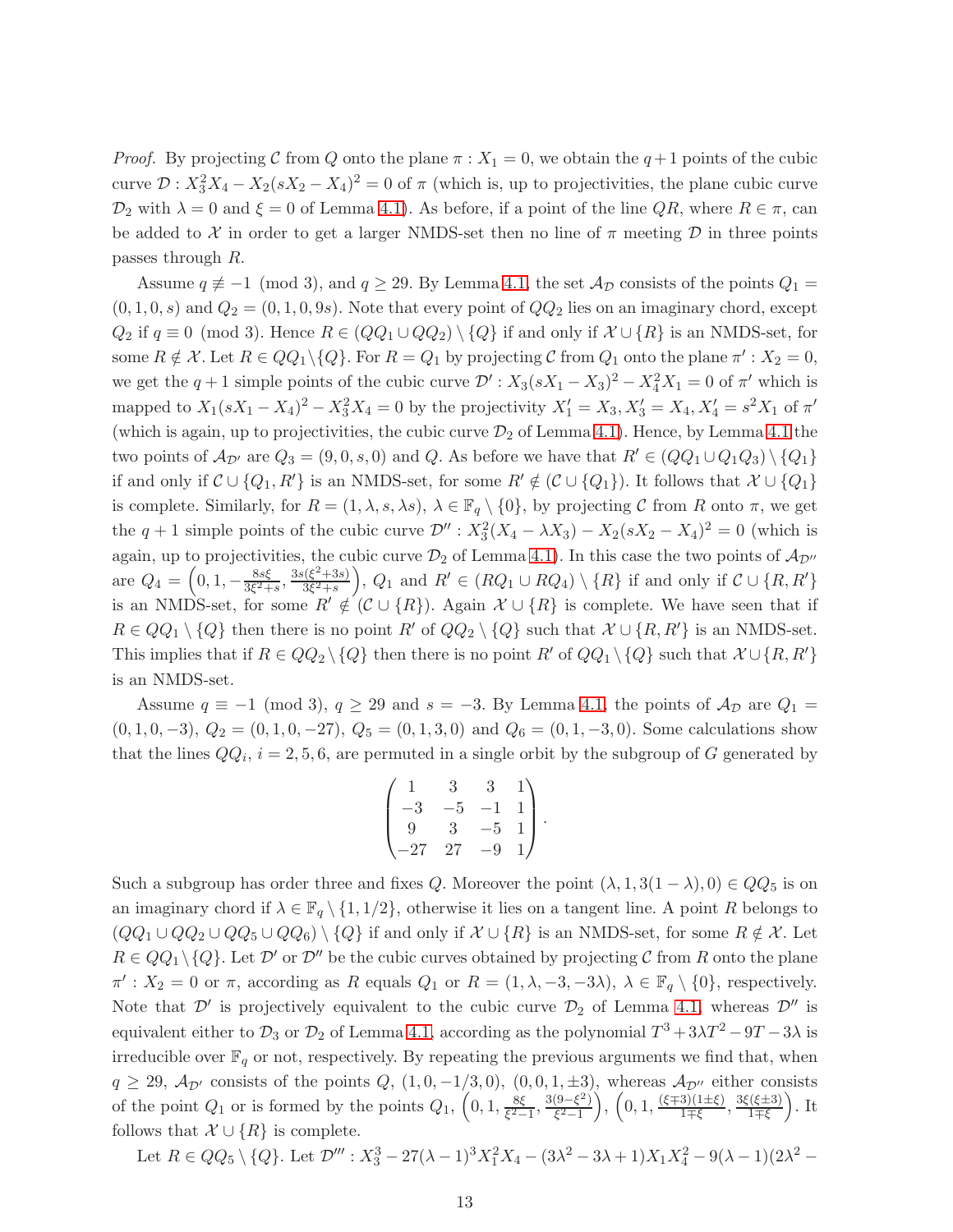*Proof.* By projecting $\mathcal{C}$ from $Q$ onto the plane $\pi : X_1 = 0$, we obtain the $q+1$ points of the cubic curve $\mathcal{D} : X_3^2X_4 - X_2(sX_2 - X_4)^2 = 0$ of $\pi$ (which is, up to projectivities, the plane cubic curve $\mathcal{D}_2$ with $\lambda = 0$ and $\xi = 0$ of Lemma 4.1). As before, if a point of the line $QR$, where $R \in \pi$, can be added to $\mathcal{X}$ in order to get a larger NMDS-set then no line of $\pi$ meeting $\mathcal{D}$ in three points passes through $R$.

Assume $q \not\equiv -1 \pmod 3$, and $q \geq 29$. By Lemma 4.1, the set $\mathcal{A}_{\mathcal{D}}$ consists of the points $Q_1 = (0, 1, 0, s)$ and $Q_2 = (0, 1, 0, 9s)$. Note that every point of $QQ_2$ lies on an imaginary chord, except $Q_2$ if $q \equiv 0 \pmod 3$. Hence $R \in (QQ_1 \cup QQ_2) \setminus \{Q\}$ if and only if $\mathcal{X} \cup \{R\}$ is an NMDS-set, for some $R \notin \mathcal{X}$. Let $R \in QQ_1 \setminus \{Q\}$. For $R = Q_1$ by projecting $\mathcal{C}$ from $Q_1$ onto the plane $\pi' : X_2 = 0$, we get the $q+1$ simple points of the cubic curve $\mathcal{D}' : X_3(sX_1 - X_3)^2 - X_4^2X_1 = 0$ of $\pi'$ which is mapped to $X_1(sX_1 - X_4)^2 - X_3^2X_4 = 0$ by the projectivity $X_1' = X_3, X_3' = X_4, X_4' = s^2X_1$ of $\pi'$ (which is again, up to projectivities, the cubic curve $\mathcal{D}_2$ of Lemma 4.1). Hence, by Lemma 4.1 the two points of $\mathcal{A}_{\mathcal{D}'}$ are $Q_3 = (9, 0, s, 0)$ and $Q$. As before we have that $R' \in (QQ_1 \cup Q_1Q_3) \setminus \{Q_1\}$ if and only if $\mathcal{C} \cup \{Q_1, R'\}$ is an NMDS-set, for some $R' \notin (\mathcal{C} \cup \{Q_1\})$. It follows that $\mathcal{X} \cup \{Q_1\}$ is complete. Similarly, for $R = (1, \lambda, s, \lambda s)$, $\lambda \in \mathbb{F}_q \setminus \{0\}$, by projecting $\mathcal{C}$ from $R$ onto $\pi$, we get the $q+1$ simple points of the cubic curve $\mathcal{D}'' : X_3^2(X_4 - \lambda X_3) - X_2(sX_2 - X_4)^2 = 0$ (which is again, up to projectivities, the cubic curve $\mathcal{D}_2$ of Lemma 4.1). In this case the two points of $\mathcal{A}_{\mathcal{D}''}$ are $Q_4 = \left(0, 1, -\frac{8s\xi}{3\xi^2+s}, \frac{3s(\xi^2+3s)}{3\xi^2+s}\right)$, $Q_1$ and $R' \in (RQ_1 \cup RQ_4) \setminus \{R\}$ if and only if $\mathcal{C} \cup \{R, R'\}$ is an NMDS-set, for some $R' \notin (\mathcal{C} \cup \{R\})$. Again $\mathcal{X} \cup \{R\}$ is complete. We have seen that if $R \in QQ_1 \setminus \{Q\}$ then there is no point $R'$ of $QQ_2 \setminus \{Q\}$ such that $\mathcal{X} \cup \{R, R'\}$ is an NMDS-set. This implies that if $R \in QQ_2 \setminus \{Q\}$ then there is no point $R'$ of $QQ_1 \setminus \{Q\}$ such that $\mathcal{X} \cup \{R, R'\}$ is an NMDS-set.

Assume $q \equiv -1 \pmod 3$, $q \geq 29$ and $s = -3$. By Lemma 4.1, the points of $\mathcal{A}_{\mathcal{D}}$ are $Q_1 = (0, 1, 0, -3)$, $Q_2 = (0, 1, 0, -27)$, $Q_5 = (0, 1, 3, 0)$ and $Q_6 = (0, 1, -3, 0)$. Some calculations show that the lines $QQ_i$, $i = 2, 5, 6$, are permuted in a single orbit by the subgroup of $G$ generated by

$$\begin{pmatrix} 1 & 3 & 3 & 1 \\ -3 & -5 & -1 & 1 \\ 9 & 3 & -5 & 1 \\ -27 & 27 & -9 & 1 \end{pmatrix}.$$

Such a subgroup has order three and fixes $Q$. Moreover the point $(\lambda, 1, 3(1-\lambda), 0) \in QQ_5$ is on an imaginary chord if $\lambda \in \mathbb{F}_q \setminus \{1, 1/2\}$, otherwise it lies on a tangent line. A point $R$ belongs to $(QQ_1 \cup QQ_2 \cup QQ_5 \cup QQ_6) \setminus \{Q\}$ if and only if $\mathcal{X} \cup \{R\}$ is an NMDS-set, for some $R \notin \mathcal{X}$. Let $R \in QQ_1 \setminus \{Q\}$. Let $\mathcal{D}'$ or $\mathcal{D}''$ be the cubic curves obtained by projecting $\mathcal{C}$ from $R$ onto the plane $\pi' : X_2 = 0$ or $\pi$, according as $R$ equals $Q_1$ or $R = (1, \lambda, -3, -3\lambda)$, $\lambda \in \mathbb{F}_q \setminus \{0\}$, respectively. Note that $\mathcal{D}'$ is projectively equivalent to the cubic curve $\mathcal{D}_2$ of Lemma 4.1, whereas $\mathcal{D}''$ is equivalent either to $\mathcal{D}_3$ or $\mathcal{D}_2$ of Lemma 4.1, according as the polynomial $T^3 + 3\lambda T^2 - 9T - 3\lambda$ is irreducible over $\mathbb{F}_q$ or not, respectively. By repeating the previous arguments we find that, when $q \geq 29$, $\mathcal{A}_{\mathcal{D}'}$ consists of the points $Q$, $(1, 0, -1/3, 0)$, $(0, 0, 1, \pm 3)$, whereas $\mathcal{A}_{\mathcal{D}''}$ either consists of the point $Q_1$ or is formed by the points $Q_1$, $\left(0, 1, \frac{8\xi}{\xi^2-1}, \frac{3(9-\xi^2)}{\xi^2-1}\right)$, $\left(0, 1, \frac{(\xi \mp 3)(1 \pm \xi)}{1 \mp \xi}, \frac{3\xi(\xi \pm 3)}{1 \mp \xi}\right)$. It follows that $\mathcal{X} \cup \{R\}$ is complete.

Let $R \in QQ_5 \setminus \{Q\}$. Let $\mathcal{D}''' : X_3^3 - 27(\lambda - 1)^3X_1^2X_4 - (3\lambda^2 - 3\lambda + 1)X_1X_4^2 - 9(\lambda - 1)(2\lambda^2 -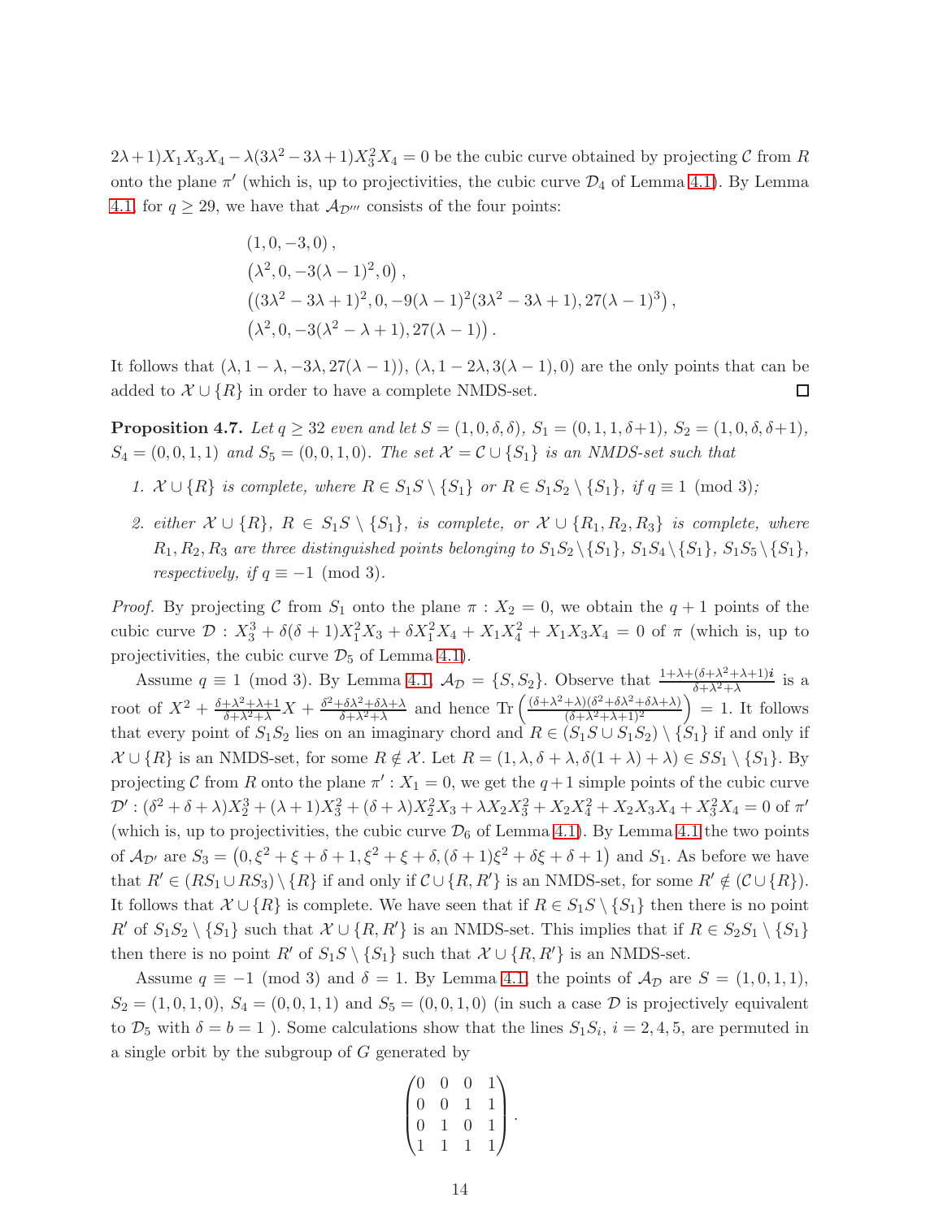$2\lambda+1)X_1X_3X_4 - \lambda(3\lambda^2-3\lambda+1)X_3^2X_4 = 0$ be the cubic curve obtained by projecting $\mathcal{C}$ from $R$ onto the plane $\pi'$ (which is, up to projectivities, the cubic curve $\mathcal{D}_4$ of Lemma 4.1). By Lemma 4.1, for $q \geq 29$, we have that $\mathcal{A}_{\mathcal{D}'''}$ consists of the four points:

$$
\begin{aligned}
&(1, 0, -3, 0)\,, \\
&\left(\lambda^2, 0, -3(\lambda-1)^2, 0\right), \\
&\left((3\lambda^2-3\lambda+1)^2, 0, -9(\lambda-1)^2(3\lambda^2-3\lambda+1), 27(\lambda-1)^3\right), \\
&\left(\lambda^2, 0, -3(\lambda^2-\lambda+1), 27(\lambda-1)\right).
\end{aligned}
$$

It follows that $(\lambda, 1-\lambda, -3\lambda, 27(\lambda-1))$, $(\lambda, 1-2\lambda, 3(\lambda-1), 0)$ are the only points that can be added to $\mathcal{X} \cup \{R\}$ in order to have a complete NMDS-set. $\square$

**Proposition 4.7.** *Let $q \geq 32$ even and let $S = (1, 0, \delta, \delta)$, $S_1 = (0, 1, 1, \delta+1)$, $S_2 = (1, 0, \delta, \delta+1)$, $S_4 = (0, 0, 1, 1)$ and $S_5 = (0, 0, 1, 0)$. The set $\mathcal{X} = \mathcal{C} \cup \{S_1\}$ is an NMDS-set such that*

1. *$\mathcal{X} \cup \{R\}$ is complete, where $R \in S_1S \setminus \{S_1\}$ or $R \in S_1S_2 \setminus \{S_1\}$, if $q \equiv 1 \pmod 3$;*
2. *either $\mathcal{X} \cup \{R\}$, $R \in S_1S \setminus \{S_1\}$, is complete, or $\mathcal{X} \cup \{R_1, R_2, R_3\}$ is complete, where $R_1, R_2, R_3$ are three distinguished points belonging to $S_1S_2 \setminus \{S_1\}$, $S_1S_4 \setminus \{S_1\}$, $S_1S_5 \setminus \{S_1\}$, respectively, if $q \equiv -1 \pmod 3$.*

*Proof.* By projecting $\mathcal{C}$ from $S_1$ onto the plane $\pi : X_2 = 0$, we obtain the $q+1$ points of the cubic curve $\mathcal{D} : X_3^3 + \delta(\delta+1)X_1^2X_3 + \delta X_1^2X_4 + X_1X_4^2 + X_1X_3X_4 = 0$ of $\pi$ (which is, up to projectivities, the cubic curve $\mathcal{D}_5$ of Lemma 4.1).

Assume $q \equiv 1 \pmod 3$. By Lemma 4.1, $\mathcal{A}_{\mathcal{D}} = \{S, S_2\}$. Observe that $\frac{1+\lambda+(\delta+\lambda^2+\lambda+1)\boldsymbol{i}}{\delta+\lambda^2+\lambda}$ is a root of $X^2 + \frac{\delta+\lambda^2+\lambda+1}{\delta+\lambda^2+\lambda}X + \frac{\delta^2+\delta\lambda^2+\delta\lambda+\lambda}{\delta+\lambda^2+\lambda}$ and hence $\mathrm{Tr}\left(\frac{(\delta+\lambda^2+\lambda)(\delta^2+\delta\lambda^2+\delta\lambda+\lambda)}{(\delta+\lambda^2+\lambda+1)^2}\right) = 1$. It follows that every point of $S_1S_2$ lies on an imaginary chord and $R \in (S_1S \cup S_1S_2) \setminus \{S_1\}$ if and only if $\mathcal{X} \cup \{R\}$ is an NMDS-set, for some $R \notin \mathcal{X}$. Let $R = (1, \lambda, \delta+\lambda, \delta(1+\lambda)+\lambda) \in SS_1 \setminus \{S_1\}$. By projecting $\mathcal{C}$ from $R$ onto the plane $\pi' : X_1 = 0$, we get the $q+1$ simple points of the cubic curve $\mathcal{D}' : (\delta^2+\delta+\lambda)X_2^3 + (\lambda+1)X_3^3 + (\delta+\lambda)X_2^2X_3 + \lambda X_2X_3^2 + X_2X_4^2 + X_2X_3X_4 + X_3^2X_4 = 0$ of $\pi'$ (which is, up to projectivities, the cubic curve $\mathcal{D}_6$ of Lemma 4.1). By Lemma 4.1 the two points of $\mathcal{A}_{\mathcal{D}'}$ are $S_3 = \left(0, \xi^2+\xi+\delta+1, \xi^2+\xi+\delta, (\delta+1)\xi^2+\delta\xi+\delta+1\right)$ and $S_1$. As before we have that $R' \in (RS_1 \cup RS_3) \setminus \{R\}$ if and only if $\mathcal{C} \cup \{R, R'\}$ is an NMDS-set, for some $R' \notin (\mathcal{C} \cup \{R\})$. It follows that $\mathcal{X} \cup \{R\}$ is complete. We have seen that if $R \in S_1S \setminus \{S_1\}$ then there is no point $R'$ of $S_1S_2 \setminus \{S_1\}$ such that $\mathcal{X} \cup \{R, R'\}$ is an NMDS-set. This implies that if $R \in S_2S_1 \setminus \{S_1\}$ then there is no point $R'$ of $S_1S \setminus \{S_1\}$ such that $\mathcal{X} \cup \{R, R'\}$ is an NMDS-set.

Assume $q \equiv -1 \pmod 3$ and $\delta = 1$. By Lemma 4.1, the points of $\mathcal{A}_{\mathcal{D}}$ are $S = (1, 0, 1, 1)$, $S_2 = (1, 0, 1, 0)$, $S_4 = (0, 0, 1, 1)$ and $S_5 = (0, 0, 1, 0)$ (in such a case $\mathcal{D}$ is projectively equivalent to $\mathcal{D}_5$ with $\delta = b = 1$ ). Some calculations show that the lines $S_1S_i$, $i = 2, 4, 5$, are permuted in a single orbit by the subgroup of $G$ generated by

$$
\begin{pmatrix}
0 & 0 & 0 & 1 \\
0 & 0 & 1 & 1 \\
0 & 1 & 0 & 1 \\
1 & 1 & 1 & 1
\end{pmatrix}.
$$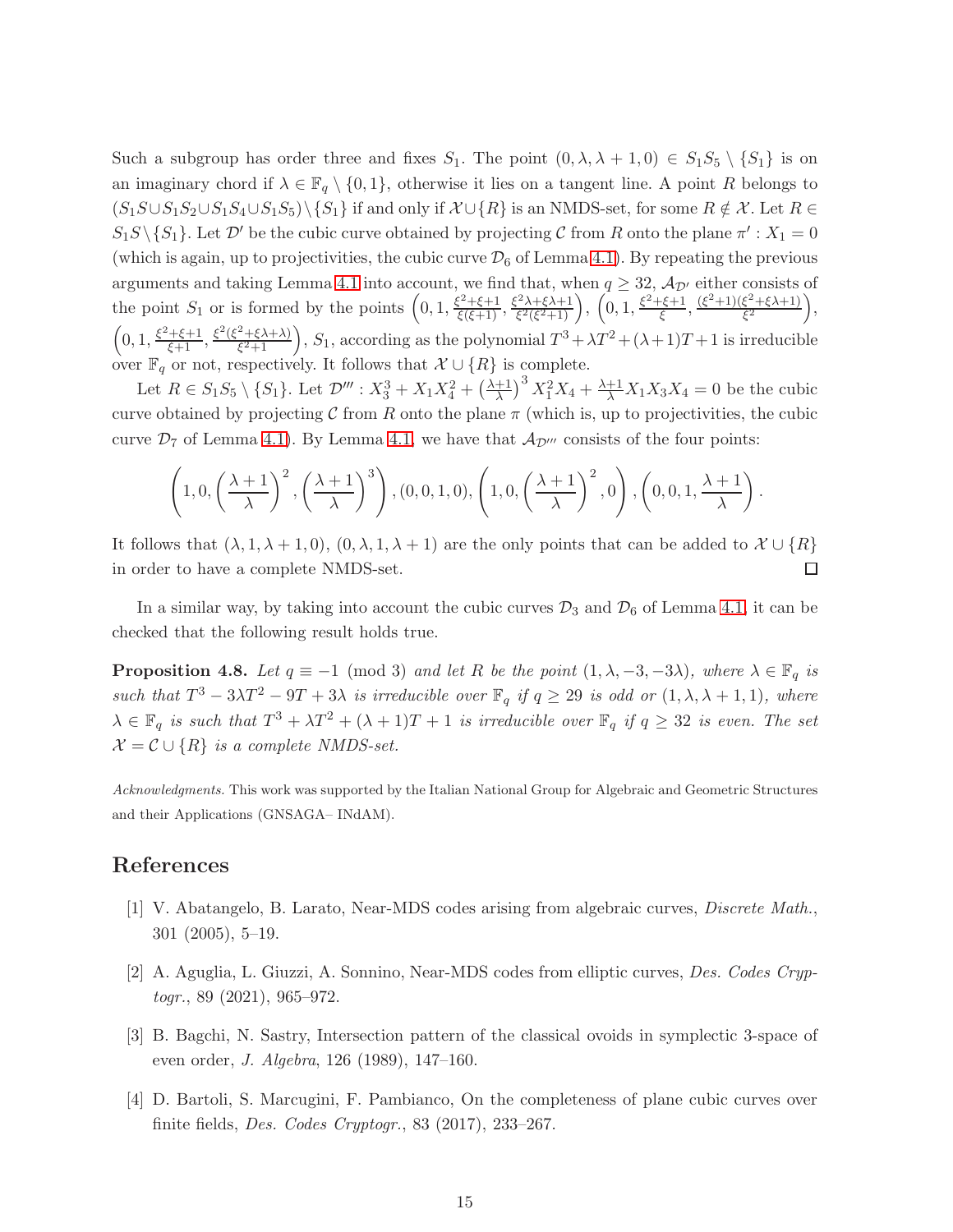Such a subgroup has order three and fixes $S_1$. The point $(0, \lambda, \lambda + 1, 0) \in S_1S_5 \setminus \{S_1\}$ is on an imaginary chord if $\lambda \in \mathbb{F}_q \setminus \{0, 1\}$, otherwise it lies on a tangent line. A point $R$ belongs to $(S_1S \cup S_1S_2 \cup S_1S_4 \cup S_1S_5) \setminus \{S_1\}$ if and only if $\mathcal{X} \cup \{R\}$ is an NMDS-set, for some $R \notin \mathcal{X}$. Let $R \in S_1S \setminus \{S_1\}$. Let $\mathcal{D}'$ be the cubic curve obtained by projecting $\mathcal{C}$ from $R$ onto the plane $\pi' : X_1 = 0$ (which is again, up to projectivities, the cubic curve $\mathcal{D}_6$ of Lemma 4.1). By repeating the previous arguments and taking Lemma 4.1 into account, we find that, when $q \geq 32$, $\mathcal{A}_{\mathcal{D}'}$ either consists of the point $S_1$ or is formed by the points $\left(0, 1, \frac{\xi^2+\xi+1}{\xi(\xi+1)}, \frac{\xi^2\lambda+\xi\lambda+1}{\xi^2(\xi^2+1)}\right)$, $\left(0, 1, \frac{\xi^2+\xi+1}{\xi}, \frac{(\xi^2+1)(\xi^2+\xi\lambda+1)}{\xi^2}\right)$, $\left(0, 1, \frac{\xi^2+\xi+1}{\xi+1}, \frac{\xi^2(\xi^2+\xi\lambda+\lambda)}{\xi^2+1}\right)$, $S_1$, according as the polynomial $T^3 + \lambda T^2 + (\lambda+1)T + 1$ is irreducible over $\mathbb{F}_q$ or not, respectively. It follows that $\mathcal{X} \cup \{R\}$ is complete.

Let $R \in S_1S_5 \setminus \{S_1\}$. Let $\mathcal{D}''' : X_3^3 + X_1X_4^2 + \left(\frac{\lambda+1}{\lambda}\right)^3 X_1^2X_4 + \frac{\lambda+1}{\lambda}X_1X_3X_4 = 0$ be the cubic curve obtained by projecting $\mathcal{C}$ from $R$ onto the plane $\pi$ (which is, up to projectivities, the cubic curve $\mathcal{D}_7$ of Lemma 4.1). By Lemma 4.1, we have that $\mathcal{A}_{\mathcal{D}'''}$ consists of the four points:

$$\left(1, 0, \left(\frac{\lambda+1}{\lambda}\right)^2, \left(\frac{\lambda+1}{\lambda}\right)^3\right), (0,0,1,0), \left(1, 0, \left(\frac{\lambda+1}{\lambda}\right)^2, 0\right), \left(0, 0, 1, \frac{\lambda+1}{\lambda}\right).$$

It follows that $(\lambda, 1, \lambda+1, 0)$, $(0, \lambda, 1, \lambda+1)$ are the only points that can be added to $\mathcal{X} \cup \{R\}$ in order to have a complete NMDS-set. $\square$

In a similar way, by taking into account the cubic curves $\mathcal{D}_3$ and $\mathcal{D}_6$ of Lemma 4.1, it can be checked that the following result holds true.

**Proposition 4.8.** *Let $q \equiv -1 \pmod 3$ and let $R$ be the point $(1, \lambda, -3, -3\lambda)$, where $\lambda \in \mathbb{F}_q$ is such that $T^3 - 3\lambda T^2 - 9T + 3\lambda$ is irreducible over $\mathbb{F}_q$ if $q \geq 29$ is odd or $(1, \lambda, \lambda+1, 1)$, where $\lambda \in \mathbb{F}_q$ is such that $T^3 + \lambda T^2 + (\lambda+1)T + 1$ is irreducible over $\mathbb{F}_q$ if $q \geq 32$ is even. The set $\mathcal{X} = \mathcal{C} \cup \{R\}$ is a complete NMDS-set.*

*Acknowledgments.* This work was supported by the Italian National Group for Algebraic and Geometric Structures and their Applications (GNSAGA– INdAM).

# References

[1] V. Abatangelo, B. Larato, Near-MDS codes arising from algebraic curves, *Discrete Math.*, 301 (2005), 5–19.

[2] A. Aguglia, L. Giuzzi, A. Sonnino, Near-MDS codes from elliptic curves, *Des. Codes Cryptogr.*, 89 (2021), 965–972.

[3] B. Bagchi, N. Sastry, Intersection pattern of the classical ovoids in symplectic 3-space of even order, *J. Algebra*, 126 (1989), 147–160.

[4] D. Bartoli, S. Marcugini, F. Pambianco, On the completeness of plane cubic curves over finite fields, *Des. Codes Cryptogr.*, 83 (2017), 233–267.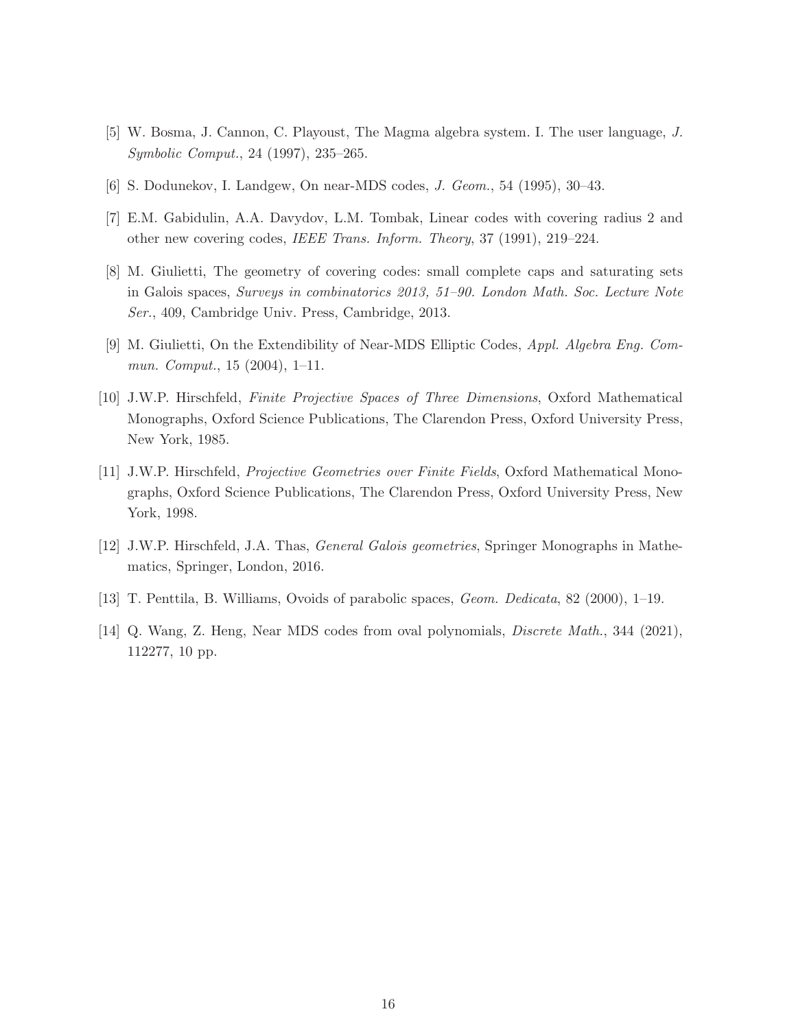[5] W. Bosma, J. Cannon, C. Playoust, The Magma algebra system. I. The user language, *J. Symbolic Comput.*, 24 (1997), 235–265.

[6] S. Dodunekov, I. Landgew, On near-MDS codes, *J. Geom.*, 54 (1995), 30–43.

[7] E.M. Gabidulin, A.A. Davydov, L.M. Tombak, Linear codes with covering radius 2 and other new covering codes, *IEEE Trans. Inform. Theory*, 37 (1991), 219–224.

[8] M. Giulietti, The geometry of covering codes: small complete caps and saturating sets in Galois spaces, *Surveys in combinatorics 2013, 51–90. London Math. Soc. Lecture Note Ser.*, 409, Cambridge Univ. Press, Cambridge, 2013.

[9] M. Giulietti, On the Extendibility of Near-MDS Elliptic Codes, *Appl. Algebra Eng. Commun. Comput.*, 15 (2004), 1–11.

[10] J.W.P. Hirschfeld, *Finite Projective Spaces of Three Dimensions*, Oxford Mathematical Monographs, Oxford Science Publications, The Clarendon Press, Oxford University Press, New York, 1985.

[11] J.W.P. Hirschfeld, *Projective Geometries over Finite Fields*, Oxford Mathematical Monographs, Oxford Science Publications, The Clarendon Press, Oxford University Press, New York, 1998.

[12] J.W.P. Hirschfeld, J.A. Thas, *General Galois geometries*, Springer Monographs in Mathematics, Springer, London, 2016.

[13] T. Penttila, B. Williams, Ovoids of parabolic spaces, *Geom. Dedicata*, 82 (2000), 1–19.

[14] Q. Wang, Z. Heng, Near MDS codes from oval polynomials, *Discrete Math.*, 344 (2021), 112277, 10 pp.